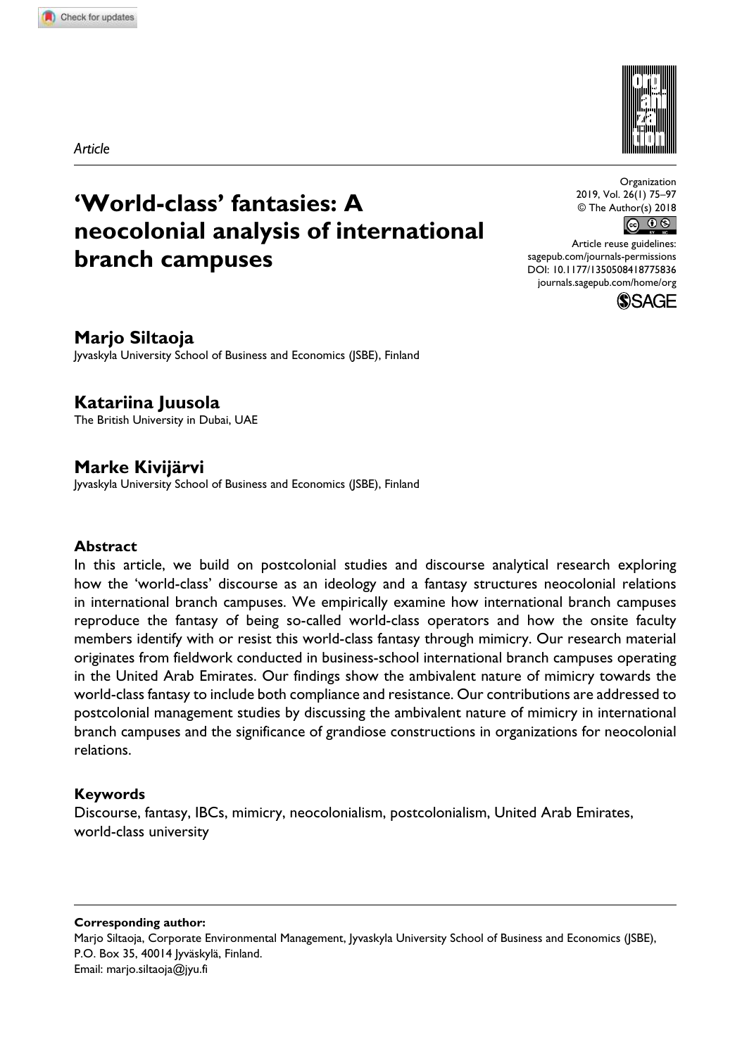*Article*

# 'World-class' fantasies: A neocolonial analysis of international branch campuses

Organization
2019, Vol. 26(1) 75–97
© The Author(s) 2018
Article reuse guidelines: sagepub.com/journals-permissions
DOI: 10.1177/1350508418775836
journals.sagepub.com/home/org

**Marjo Siltaoja**
Jyvaskyla University School of Business and Economics (JSBE), Finland

**Katariina Juusola**
The British University in Dubai, UAE

**Marke Kivijärvi**
Jyvaskyla University School of Business and Economics (JSBE), Finland

## Abstract

In this article, we build on postcolonial studies and discourse analytical research exploring how the 'world-class' discourse as an ideology and a fantasy structures neocolonial relations in international branch campuses. We empirically examine how international branch campuses reproduce the fantasy of being so-called world-class operators and how the onsite faculty members identify with or resist this world-class fantasy through mimicry. Our research material originates from fieldwork conducted in business-school international branch campuses operating in the United Arab Emirates. Our findings show the ambivalent nature of mimicry towards the world-class fantasy to include both compliance and resistance. Our contributions are addressed to postcolonial management studies by discussing the ambivalent nature of mimicry in international branch campuses and the significance of grandiose constructions in organizations for neocolonial relations.

## Keywords

Discourse, fantasy, IBCs, mimicry, neocolonialism, postcolonialism, United Arab Emirates, world-class university

**Corresponding author:**
Marjo Siltaoja, Corporate Environmental Management, Jyvaskyla University School of Business and Economics (JSBE), P.O. Box 35, 40014 Jyväskylä, Finland.
Email: marjo.siltaoja@jyu.fi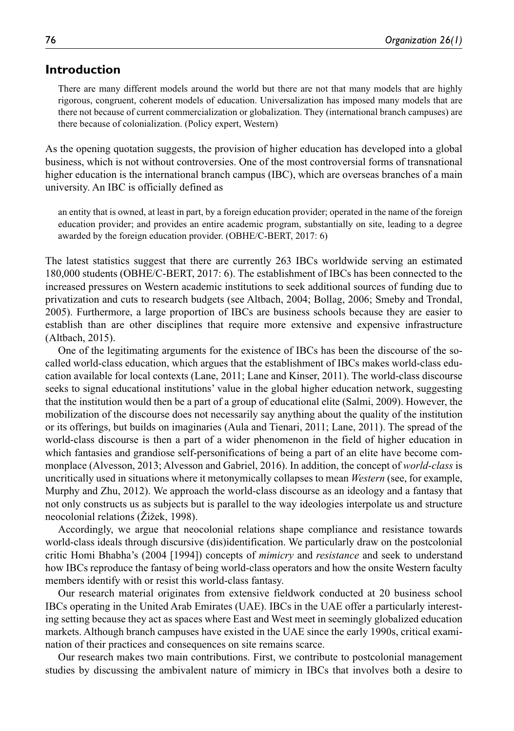## Introduction

> There are many different models around the world but there are not that many models that are highly rigorous, congruent, coherent models of education. Universalization has imposed many models that are there not because of current commercialization or globalization. They (international branch campuses) are there because of colonialization. (Policy expert, Western)

As the opening quotation suggests, the provision of higher education has developed into a global business, which is not without controversies. One of the most controversial forms of transnational higher education is the international branch campus (IBC), which are overseas branches of a main university. An IBC is officially defined as

> an entity that is owned, at least in part, by a foreign education provider; operated in the name of the foreign education provider; and provides an entire academic program, substantially on site, leading to a degree awarded by the foreign education provider. (OBHE/C-BERT, 2017: 6)

The latest statistics suggest that there are currently 263 IBCs worldwide serving an estimated 180,000 students (OBHE/C-BERT, 2017: 6). The establishment of IBCs has been connected to the increased pressures on Western academic institutions to seek additional sources of funding due to privatization and cuts to research budgets (see Altbach, 2004; Bollag, 2006; Smeby and Trondal, 2005). Furthermore, a large proportion of IBCs are business schools because they are easier to establish than are other disciplines that require more extensive and expensive infrastructure (Altbach, 2015).

One of the legitimating arguments for the existence of IBCs has been the discourse of the so-called world-class education, which argues that the establishment of IBCs makes world-class education available for local contexts (Lane, 2011; Lane and Kinser, 2011). The world-class discourse seeks to signal educational institutions' value in the global higher education network, suggesting that the institution would then be a part of a group of educational elite (Salmi, 2009). However, the mobilization of the discourse does not necessarily say anything about the quality of the institution or its offerings, but builds on imaginaries (Aula and Tienari, 2011; Lane, 2011). The spread of the world-class discourse is then a part of a wider phenomenon in the field of higher education in which fantasies and grandiose self-personifications of being a part of an elite have become commonplace (Alvesson, 2013; Alvesson and Gabriel, 2016). In addition, the concept of *world-class* is uncritically used in situations where it metonymically collapses to mean *Western* (see, for example, Murphy and Zhu, 2012). We approach the world-class discourse as an ideology and a fantasy that not only constructs us as subjects but is parallel to the way ideologies interpolate us and structure neocolonial relations (Žižek, 1998).

Accordingly, we argue that neocolonial relations shape compliance and resistance towards world-class ideals through discursive (dis)identification. We particularly draw on the postcolonial critic Homi Bhabha's (2004 [1994]) concepts of *mimicry* and *resistance* and seek to understand how IBCs reproduce the fantasy of being world-class operators and how the onsite Western faculty members identify with or resist this world-class fantasy.

Our research material originates from extensive fieldwork conducted at 20 business school IBCs operating in the United Arab Emirates (UAE). IBCs in the UAE offer a particularly interesting setting because they act as spaces where East and West meet in seemingly globalized education markets. Although branch campuses have existed in the UAE since the early 1990s, critical examination of their practices and consequences on site remains scarce.

Our research makes two main contributions. First, we contribute to postcolonial management studies by discussing the ambivalent nature of mimicry in IBCs that involves both a desire to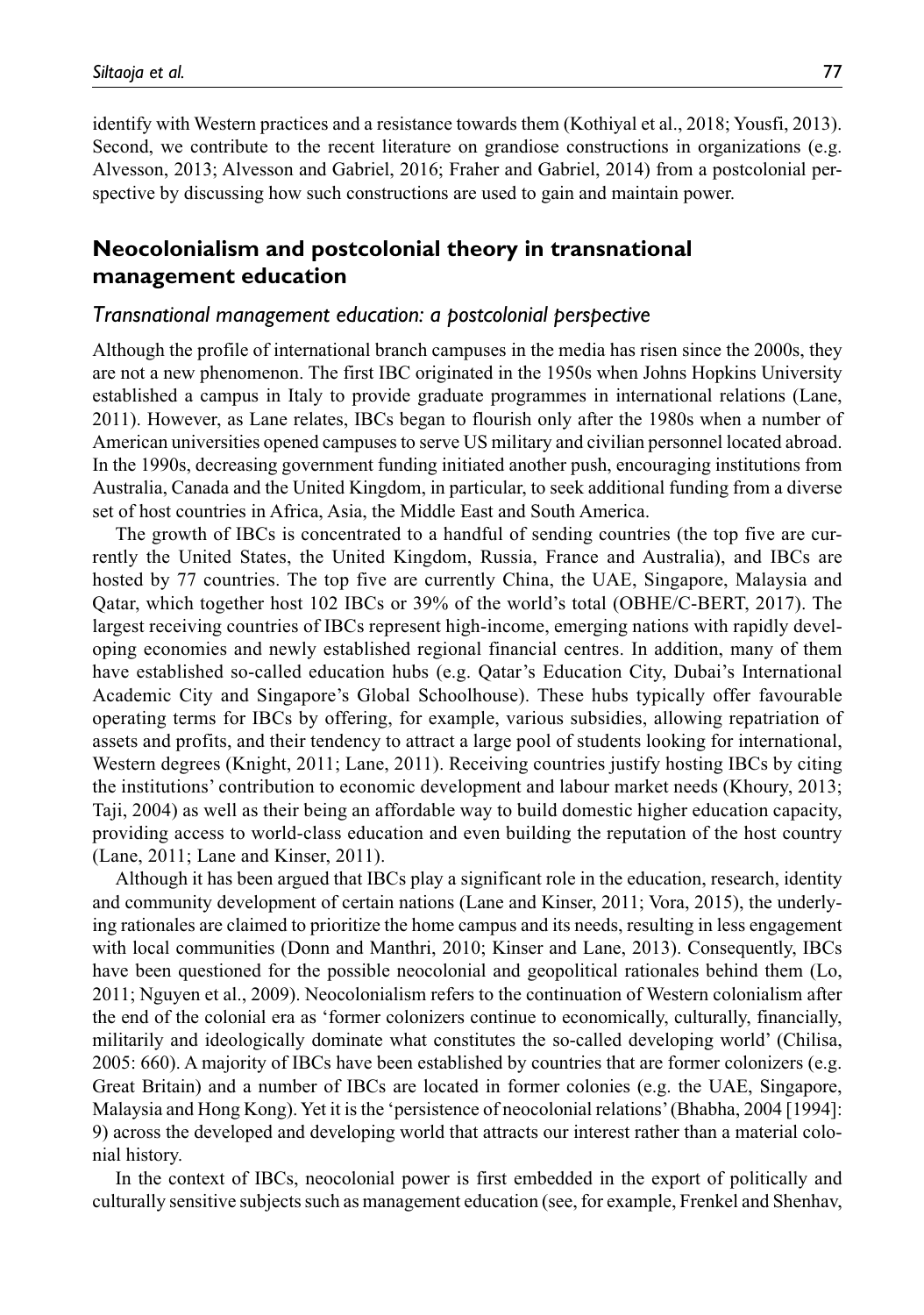identify with Western practices and a resistance towards them (Kothiyal et al., 2018; Yousfi, 2013). Second, we contribute to the recent literature on grandiose constructions in organizations (e.g. Alvesson, 2013; Alvesson and Gabriel, 2016; Fraher and Gabriel, 2014) from a postcolonial perspective by discussing how such constructions are used to gain and maintain power.

## Neocolonialism and postcolonial theory in transnational management education

### *Transnational management education: a postcolonial perspective*

Although the profile of international branch campuses in the media has risen since the 2000s, they are not a new phenomenon. The first IBC originated in the 1950s when Johns Hopkins University established a campus in Italy to provide graduate programmes in international relations (Lane, 2011). However, as Lane relates, IBCs began to flourish only after the 1980s when a number of American universities opened campuses to serve US military and civilian personnel located abroad. In the 1990s, decreasing government funding initiated another push, encouraging institutions from Australia, Canada and the United Kingdom, in particular, to seek additional funding from a diverse set of host countries in Africa, Asia, the Middle East and South America.

The growth of IBCs is concentrated to a handful of sending countries (the top five are currently the United States, the United Kingdom, Russia, France and Australia), and IBCs are hosted by 77 countries. The top five are currently China, the UAE, Singapore, Malaysia and Qatar, which together host 102 IBCs or 39% of the world's total (OBHE/C-BERT, 2017). The largest receiving countries of IBCs represent high-income, emerging nations with rapidly developing economies and newly established regional financial centres. In addition, many of them have established so-called education hubs (e.g. Qatar's Education City, Dubai's International Academic City and Singapore's Global Schoolhouse). These hubs typically offer favourable operating terms for IBCs by offering, for example, various subsidies, allowing repatriation of assets and profits, and their tendency to attract a large pool of students looking for international, Western degrees (Knight, 2011; Lane, 2011). Receiving countries justify hosting IBCs by citing the institutions' contribution to economic development and labour market needs (Khoury, 2013; Taji, 2004) as well as their being an affordable way to build domestic higher education capacity, providing access to world-class education and even building the reputation of the host country (Lane, 2011; Lane and Kinser, 2011).

Although it has been argued that IBCs play a significant role in the education, research, identity and community development of certain nations (Lane and Kinser, 2011; Vora, 2015), the underlying rationales are claimed to prioritize the home campus and its needs, resulting in less engagement with local communities (Donn and Manthri, 2010; Kinser and Lane, 2013). Consequently, IBCs have been questioned for the possible neocolonial and geopolitical rationales behind them (Lo, 2011; Nguyen et al., 2009). Neocolonialism refers to the continuation of Western colonialism after the end of the colonial era as 'former colonizers continue to economically, culturally, financially, militarily and ideologically dominate what constitutes the so-called developing world' (Chilisa, 2005: 660). A majority of IBCs have been established by countries that are former colonizers (e.g. Great Britain) and a number of IBCs are located in former colonies (e.g. the UAE, Singapore, Malaysia and Hong Kong). Yet it is the 'persistence of neocolonial relations' (Bhabha, 2004 [1994]: 9) across the developed and developing world that attracts our interest rather than a material colonial history.

In the context of IBCs, neocolonial power is first embedded in the export of politically and culturally sensitive subjects such as management education (see, for example, Frenkel and Shenhav,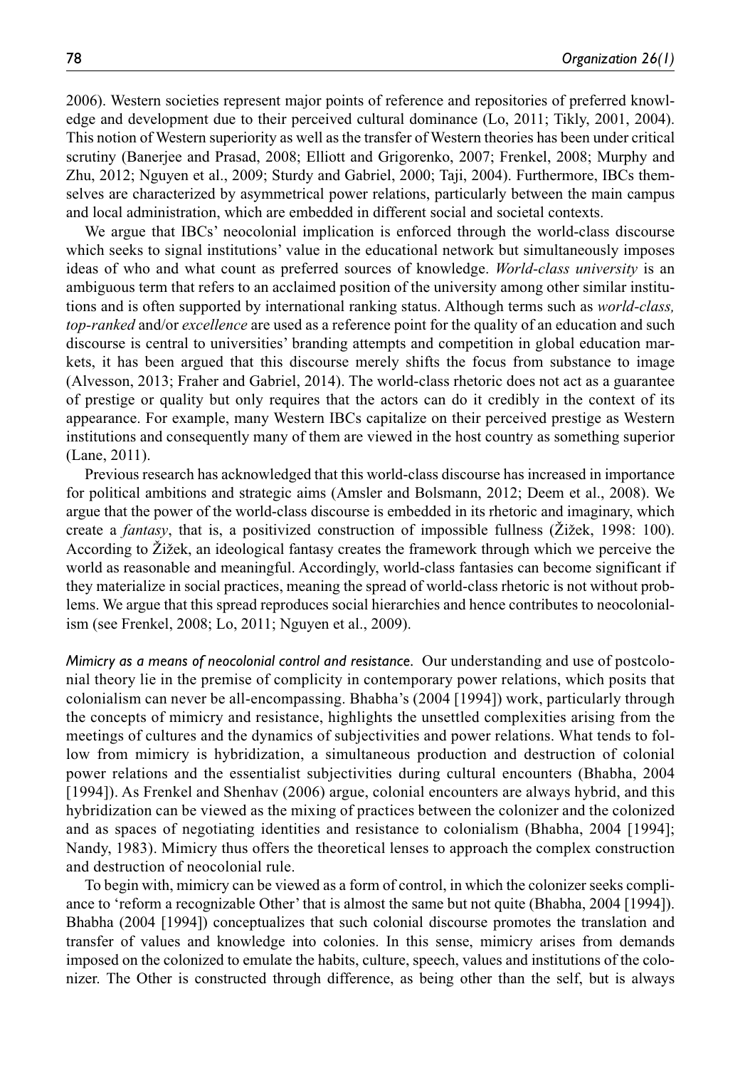2006). Western societies represent major points of reference and repositories of preferred knowledge and development due to their perceived cultural dominance (Lo, 2011; Tikly, 2001, 2004). This notion of Western superiority as well as the transfer of Western theories has been under critical scrutiny (Banerjee and Prasad, 2008; Elliott and Grigorenko, 2007; Frenkel, 2008; Murphy and Zhu, 2012; Nguyen et al., 2009; Sturdy and Gabriel, 2000; Taji, 2004). Furthermore, IBCs themselves are characterized by asymmetrical power relations, particularly between the main campus and local administration, which are embedded in different social and societal contexts.

We argue that IBCs' neocolonial implication is enforced through the world-class discourse which seeks to signal institutions' value in the educational network but simultaneously imposes ideas of who and what count as preferred sources of knowledge. *World-class university* is an ambiguous term that refers to an acclaimed position of the university among other similar institutions and is often supported by international ranking status. Although terms such as *world-class, top-ranked* and/or *excellence* are used as a reference point for the quality of an education and such discourse is central to universities' branding attempts and competition in global education markets, it has been argued that this discourse merely shifts the focus from substance to image (Alvesson, 2013; Fraher and Gabriel, 2014). The world-class rhetoric does not act as a guarantee of prestige or quality but only requires that the actors can do it credibly in the context of its appearance. For example, many Western IBCs capitalize on their perceived prestige as Western institutions and consequently many of them are viewed in the host country as something superior (Lane, 2011).

Previous research has acknowledged that this world-class discourse has increased in importance for political ambitions and strategic aims (Amsler and Bolsmann, 2012; Deem et al., 2008). We argue that the power of the world-class discourse is embedded in its rhetoric and imaginary, which create a *fantasy*, that is, a positivized construction of impossible fullness (Žižek, 1998: 100). According to Žižek, an ideological fantasy creates the framework through which we perceive the world as reasonable and meaningful. Accordingly, world-class fantasies can become significant if they materialize in social practices, meaning the spread of world-class rhetoric is not without problems. We argue that this spread reproduces social hierarchies and hence contributes to neocolonialism (see Frenkel, 2008; Lo, 2011; Nguyen et al., 2009).

*Mimicry as a means of neocolonial control and resistance.* Our understanding and use of postcolonial theory lie in the premise of complicity in contemporary power relations, which posits that colonialism can never be all-encompassing. Bhabha's (2004 [1994]) work, particularly through the concepts of mimicry and resistance, highlights the unsettled complexities arising from the meetings of cultures and the dynamics of subjectivities and power relations. What tends to follow from mimicry is hybridization, a simultaneous production and destruction of colonial power relations and the essentialist subjectivities during cultural encounters (Bhabha, 2004 [1994]). As Frenkel and Shenhav (2006) argue, colonial encounters are always hybrid, and this hybridization can be viewed as the mixing of practices between the colonizer and the colonized and as spaces of negotiating identities and resistance to colonialism (Bhabha, 2004 [1994]; Nandy, 1983). Mimicry thus offers the theoretical lenses to approach the complex construction and destruction of neocolonial rule.

To begin with, mimicry can be viewed as a form of control, in which the colonizer seeks compliance to 'reform a recognizable Other' that is almost the same but not quite (Bhabha, 2004 [1994]). Bhabha (2004 [1994]) conceptualizes that such colonial discourse promotes the translation and transfer of values and knowledge into colonies. In this sense, mimicry arises from demands imposed on the colonized to emulate the habits, culture, speech, values and institutions of the colonizer. The Other is constructed through difference, as being other than the self, but is always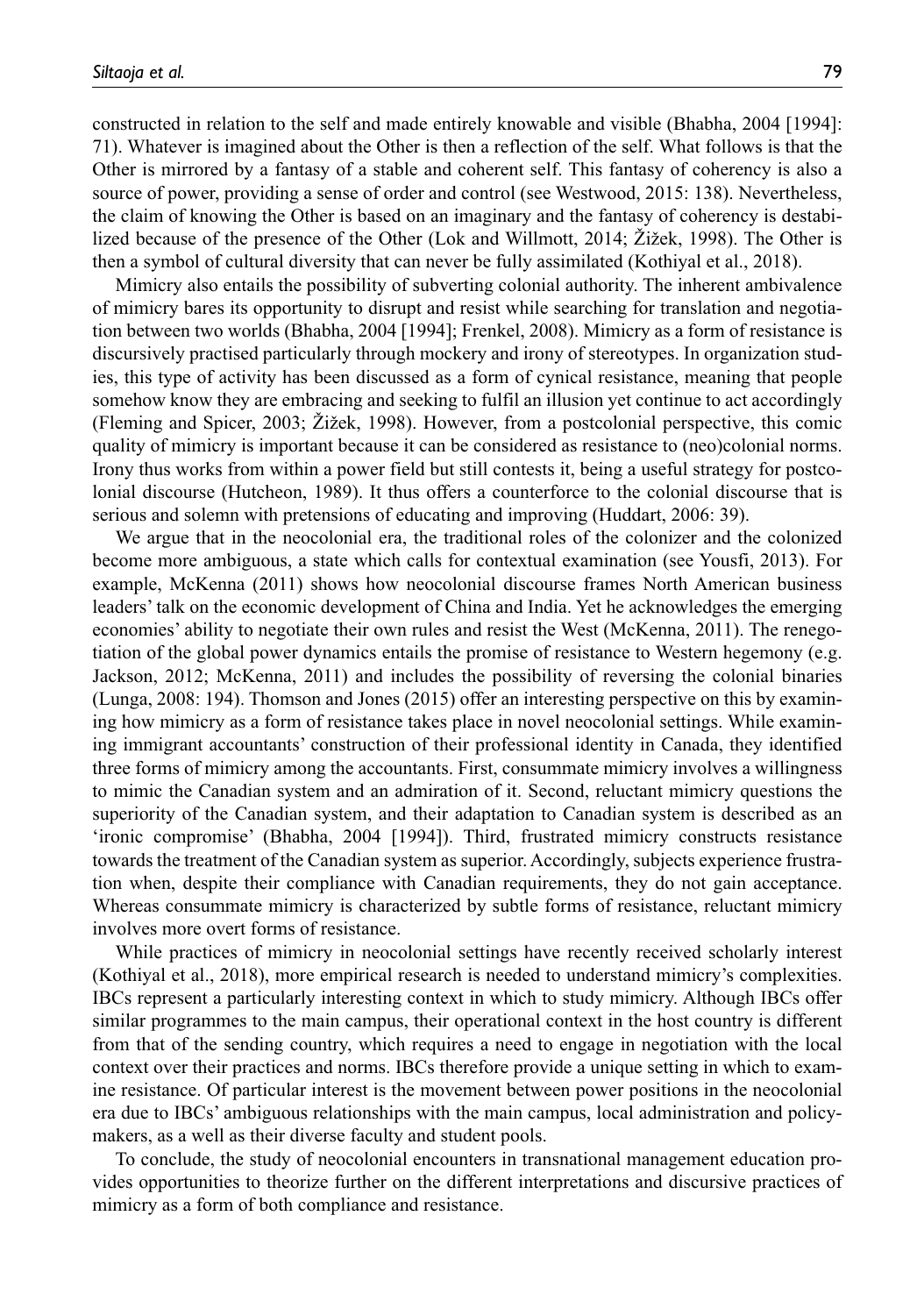constructed in relation to the self and made entirely knowable and visible (Bhabha, 2004 [1994]: 71). Whatever is imagined about the Other is then a reflection of the self. What follows is that the Other is mirrored by a fantasy of a stable and coherent self. This fantasy of coherency is also a source of power, providing a sense of order and control (see Westwood, 2015: 138). Nevertheless, the claim of knowing the Other is based on an imaginary and the fantasy of coherency is destabilized because of the presence of the Other (Lok and Willmott, 2014; Žižek, 1998). The Other is then a symbol of cultural diversity that can never be fully assimilated (Kothiyal et al., 2018).

Mimicry also entails the possibility of subverting colonial authority. The inherent ambivalence of mimicry bares its opportunity to disrupt and resist while searching for translation and negotiation between two worlds (Bhabha, 2004 [1994]; Frenkel, 2008). Mimicry as a form of resistance is discursively practised particularly through mockery and irony of stereotypes. In organization studies, this type of activity has been discussed as a form of cynical resistance, meaning that people somehow know they are embracing and seeking to fulfil an illusion yet continue to act accordingly (Fleming and Spicer, 2003; Žižek, 1998). However, from a postcolonial perspective, this comic quality of mimicry is important because it can be considered as resistance to (neo)colonial norms. Irony thus works from within a power field but still contests it, being a useful strategy for postcolonial discourse (Hutcheon, 1989). It thus offers a counterforce to the colonial discourse that is serious and solemn with pretensions of educating and improving (Huddart, 2006: 39).

We argue that in the neocolonial era, the traditional roles of the colonizer and the colonized become more ambiguous, a state which calls for contextual examination (see Yousfi, 2013). For example, McKenna (2011) shows how neocolonial discourse frames North American business leaders' talk on the economic development of China and India. Yet he acknowledges the emerging economies' ability to negotiate their own rules and resist the West (McKenna, 2011). The renegotiation of the global power dynamics entails the promise of resistance to Western hegemony (e.g. Jackson, 2012; McKenna, 2011) and includes the possibility of reversing the colonial binaries (Lunga, 2008: 194). Thomson and Jones (2015) offer an interesting perspective on this by examining how mimicry as a form of resistance takes place in novel neocolonial settings. While examining immigrant accountants' construction of their professional identity in Canada, they identified three forms of mimicry among the accountants. First, consummate mimicry involves a willingness to mimic the Canadian system and an admiration of it. Second, reluctant mimicry questions the superiority of the Canadian system, and their adaptation to Canadian system is described as an 'ironic compromise' (Bhabha, 2004 [1994]). Third, frustrated mimicry constructs resistance towards the treatment of the Canadian system as superior. Accordingly, subjects experience frustration when, despite their compliance with Canadian requirements, they do not gain acceptance. Whereas consummate mimicry is characterized by subtle forms of resistance, reluctant mimicry involves more overt forms of resistance.

While practices of mimicry in neocolonial settings have recently received scholarly interest (Kothiyal et al., 2018), more empirical research is needed to understand mimicry's complexities. IBCs represent a particularly interesting context in which to study mimicry. Although IBCs offer similar programmes to the main campus, their operational context in the host country is different from that of the sending country, which requires a need to engage in negotiation with the local context over their practices and norms. IBCs therefore provide a unique setting in which to examine resistance. Of particular interest is the movement between power positions in the neocolonial era due to IBCs' ambiguous relationships with the main campus, local administration and policymakers, as a well as their diverse faculty and student pools.

To conclude, the study of neocolonial encounters in transnational management education provides opportunities to theorize further on the different interpretations and discursive practices of mimicry as a form of both compliance and resistance.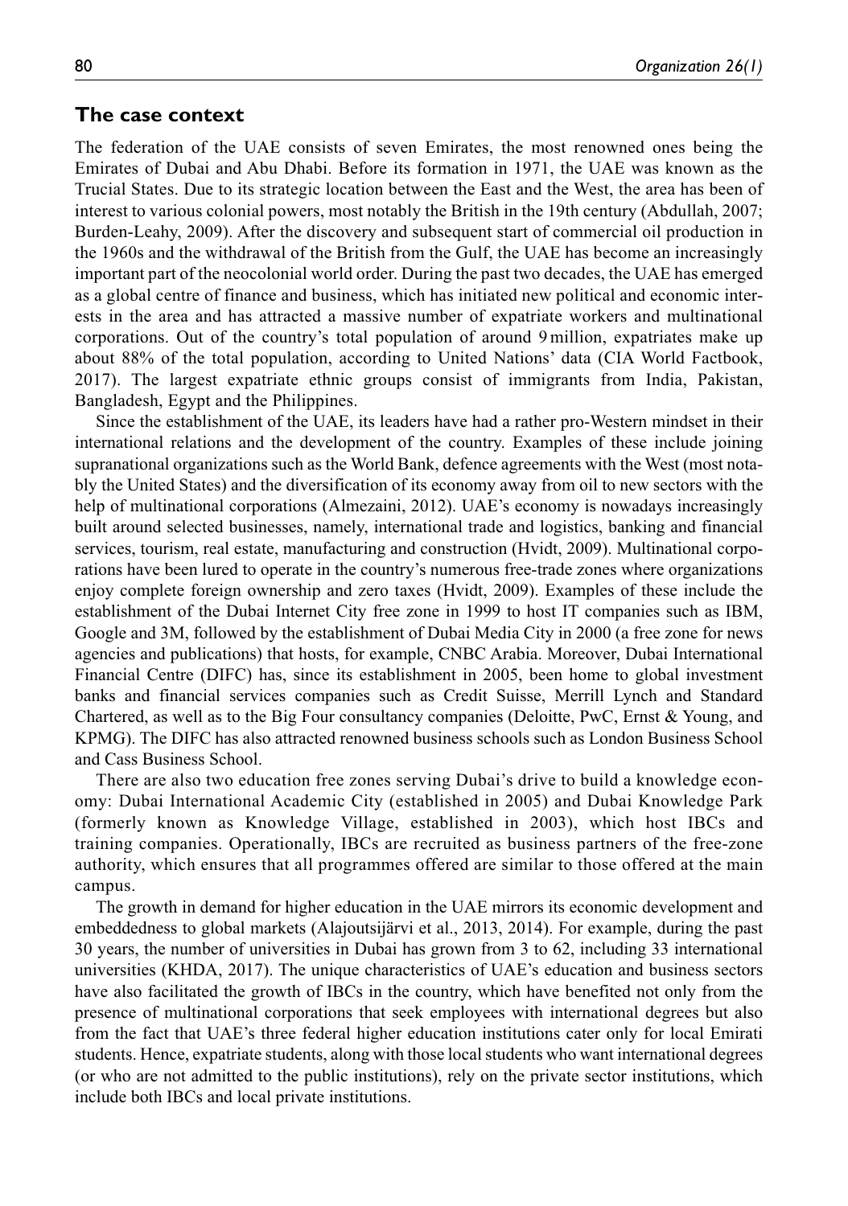## The case context

The federation of the UAE consists of seven Emirates, the most renowned ones being the Emirates of Dubai and Abu Dhabi. Before its formation in 1971, the UAE was known as the Trucial States. Due to its strategic location between the East and the West, the area has been of interest to various colonial powers, most notably the British in the 19th century (Abdullah, 2007; Burden-Leahy, 2009). After the discovery and subsequent start of commercial oil production in the 1960s and the withdrawal of the British from the Gulf, the UAE has become an increasingly important part of the neocolonial world order. During the past two decades, the UAE has emerged as a global centre of finance and business, which has initiated new political and economic interests in the area and has attracted a massive number of expatriate workers and multinational corporations. Out of the country's total population of around 9 million, expatriates make up about 88% of the total population, according to United Nations' data (CIA World Factbook, 2017). The largest expatriate ethnic groups consist of immigrants from India, Pakistan, Bangladesh, Egypt and the Philippines.

Since the establishment of the UAE, its leaders have had a rather pro-Western mindset in their international relations and the development of the country. Examples of these include joining supranational organizations such as the World Bank, defence agreements with the West (most notably the United States) and the diversification of its economy away from oil to new sectors with the help of multinational corporations (Almezaini, 2012). UAE's economy is nowadays increasingly built around selected businesses, namely, international trade and logistics, banking and financial services, tourism, real estate, manufacturing and construction (Hvidt, 2009). Multinational corporations have been lured to operate in the country's numerous free-trade zones where organizations enjoy complete foreign ownership and zero taxes (Hvidt, 2009). Examples of these include the establishment of the Dubai Internet City free zone in 1999 to host IT companies such as IBM, Google and 3M, followed by the establishment of Dubai Media City in 2000 (a free zone for news agencies and publications) that hosts, for example, CNBC Arabia. Moreover, Dubai International Financial Centre (DIFC) has, since its establishment in 2005, been home to global investment banks and financial services companies such as Credit Suisse, Merrill Lynch and Standard Chartered, as well as to the Big Four consultancy companies (Deloitte, PwC, Ernst & Young, and KPMG). The DIFC has also attracted renowned business schools such as London Business School and Cass Business School.

There are also two education free zones serving Dubai's drive to build a knowledge economy: Dubai International Academic City (established in 2005) and Dubai Knowledge Park (formerly known as Knowledge Village, established in 2003), which host IBCs and training companies. Operationally, IBCs are recruited as business partners of the free-zone authority, which ensures that all programmes offered are similar to those offered at the main campus.

The growth in demand for higher education in the UAE mirrors its economic development and embeddedness to global markets (Alajoutsijärvi et al., 2013, 2014). For example, during the past 30 years, the number of universities in Dubai has grown from 3 to 62, including 33 international universities (KHDA, 2017). The unique characteristics of UAE's education and business sectors have also facilitated the growth of IBCs in the country, which have benefited not only from the presence of multinational corporations that seek employees with international degrees but also from the fact that UAE's three federal higher education institutions cater only for local Emirati students. Hence, expatriate students, along with those local students who want international degrees (or who are not admitted to the public institutions), rely on the private sector institutions, which include both IBCs and local private institutions.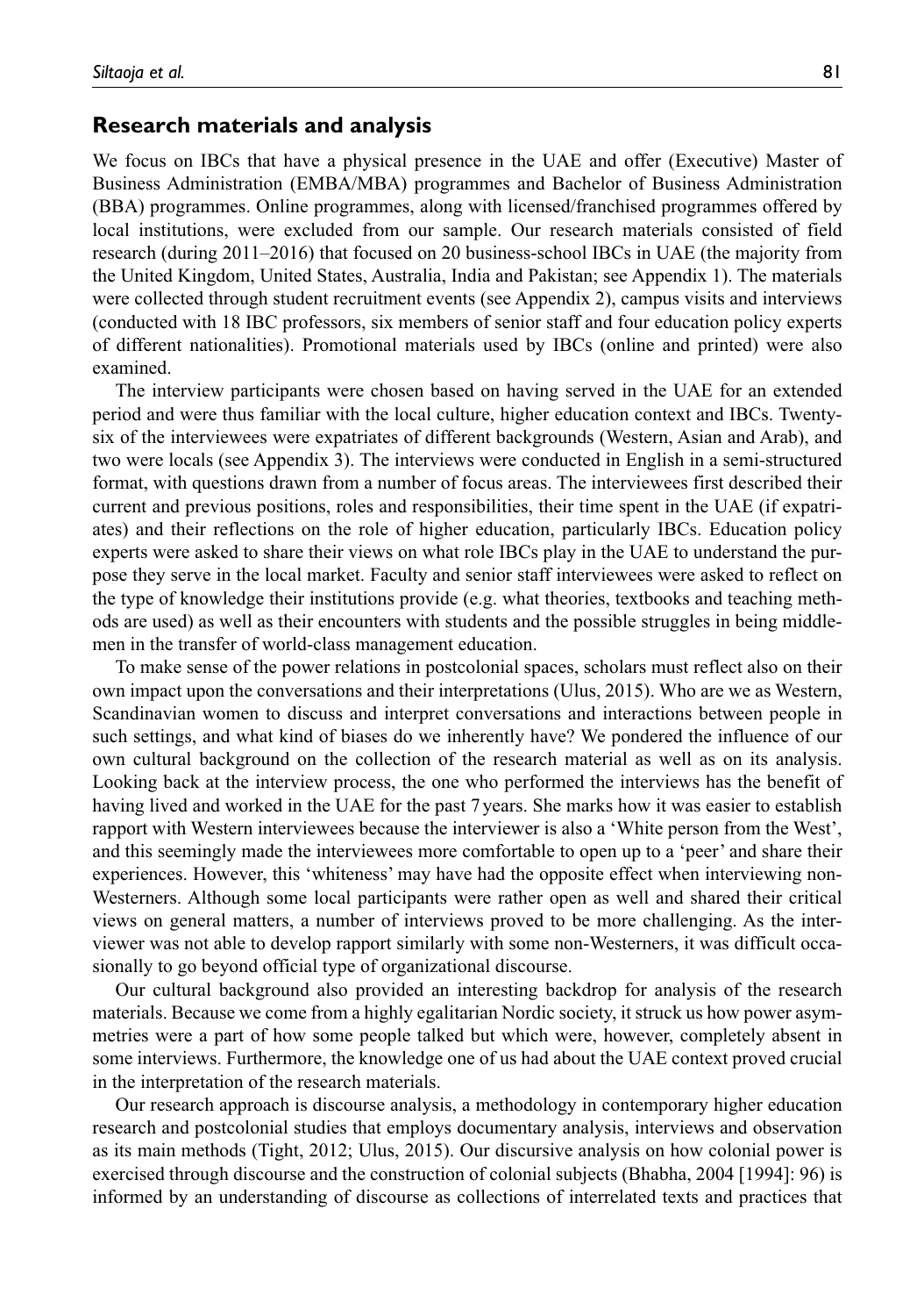## Research materials and analysis

We focus on IBCs that have a physical presence in the UAE and offer (Executive) Master of Business Administration (EMBA/MBA) programmes and Bachelor of Business Administration (BBA) programmes. Online programmes, along with licensed/franchised programmes offered by local institutions, were excluded from our sample. Our research materials consisted of field research (during 2011–2016) that focused on 20 business-school IBCs in UAE (the majority from the United Kingdom, United States, Australia, India and Pakistan; see Appendix 1). The materials were collected through student recruitment events (see Appendix 2), campus visits and interviews (conducted with 18 IBC professors, six members of senior staff and four education policy experts of different nationalities). Promotional materials used by IBCs (online and printed) were also examined.

The interview participants were chosen based on having served in the UAE for an extended period and were thus familiar with the local culture, higher education context and IBCs. Twenty-six of the interviewees were expatriates of different backgrounds (Western, Asian and Arab), and two were locals (see Appendix 3). The interviews were conducted in English in a semi-structured format, with questions drawn from a number of focus areas. The interviewees first described their current and previous positions, roles and responsibilities, their time spent in the UAE (if expatriates) and their reflections on the role of higher education, particularly IBCs. Education policy experts were asked to share their views on what role IBCs play in the UAE to understand the purpose they serve in the local market. Faculty and senior staff interviewees were asked to reflect on the type of knowledge their institutions provide (e.g. what theories, textbooks and teaching methods are used) as well as their encounters with students and the possible struggles in being middlemen in the transfer of world-class management education.

To make sense of the power relations in postcolonial spaces, scholars must reflect also on their own impact upon the conversations and their interpretations (Ulus, 2015). Who are we as Western, Scandinavian women to discuss and interpret conversations and interactions between people in such settings, and what kind of biases do we inherently have? We pondered the influence of our own cultural background on the collection of the research material as well as on its analysis. Looking back at the interview process, the one who performed the interviews has the benefit of having lived and worked in the UAE for the past 7 years. She marks how it was easier to establish rapport with Western interviewees because the interviewer is also a 'White person from the West', and this seemingly made the interviewees more comfortable to open up to a 'peer' and share their experiences. However, this 'whiteness' may have had the opposite effect when interviewing non-Westerners. Although some local participants were rather open as well and shared their critical views on general matters, a number of interviews proved to be more challenging. As the interviewer was not able to develop rapport similarly with some non-Westerners, it was difficult occasionally to go beyond official type of organizational discourse.

Our cultural background also provided an interesting backdrop for analysis of the research materials. Because we come from a highly egalitarian Nordic society, it struck us how power asymmetries were a part of how some people talked but which were, however, completely absent in some interviews. Furthermore, the knowledge one of us had about the UAE context proved crucial in the interpretation of the research materials.

Our research approach is discourse analysis, a methodology in contemporary higher education research and postcolonial studies that employs documentary analysis, interviews and observation as its main methods (Tight, 2012; Ulus, 2015). Our discursive analysis on how colonial power is exercised through discourse and the construction of colonial subjects (Bhabha, 2004 [1994]: 96) is informed by an understanding of discourse as collections of interrelated texts and practices that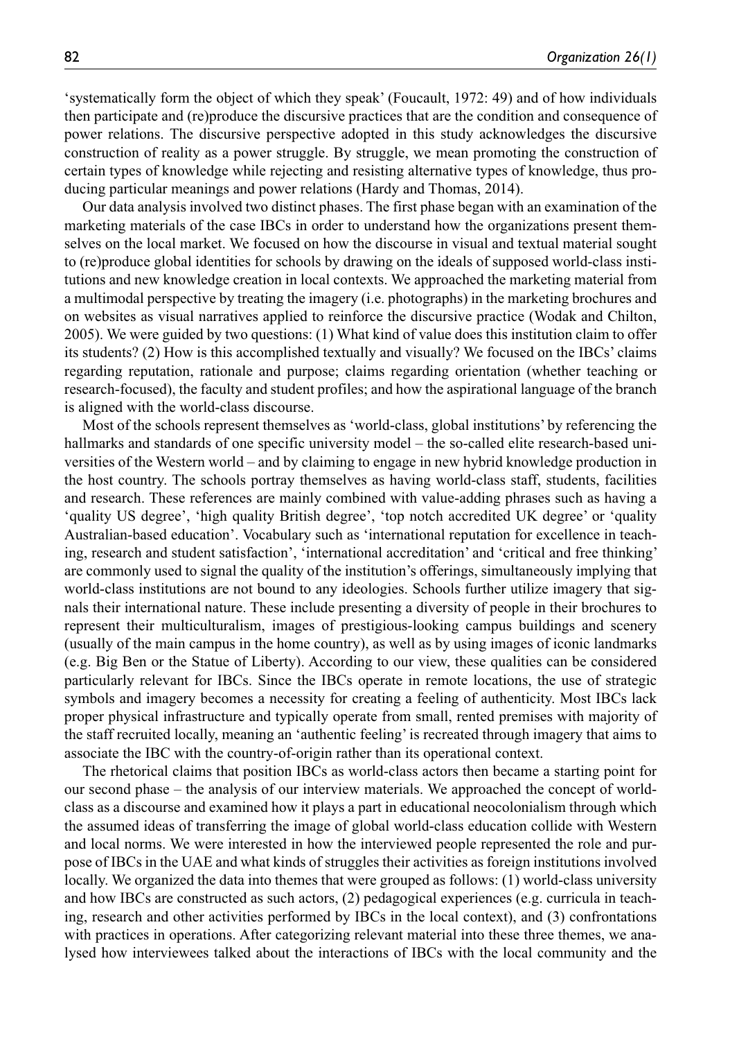'systematically form the object of which they speak' (Foucault, 1972: 49) and of how individuals then participate and (re)produce the discursive practices that are the condition and consequence of power relations. The discursive perspective adopted in this study acknowledges the discursive construction of reality as a power struggle. By struggle, we mean promoting the construction of certain types of knowledge while rejecting and resisting alternative types of knowledge, thus producing particular meanings and power relations (Hardy and Thomas, 2014).

Our data analysis involved two distinct phases. The first phase began with an examination of the marketing materials of the case IBCs in order to understand how the organizations present themselves on the local market. We focused on how the discourse in visual and textual material sought to (re)produce global identities for schools by drawing on the ideals of supposed world-class institutions and new knowledge creation in local contexts. We approached the marketing material from a multimodal perspective by treating the imagery (i.e. photographs) in the marketing brochures and on websites as visual narratives applied to reinforce the discursive practice (Wodak and Chilton, 2005). We were guided by two questions: (1) What kind of value does this institution claim to offer its students? (2) How is this accomplished textually and visually? We focused on the IBCs' claims regarding reputation, rationale and purpose; claims regarding orientation (whether teaching or research-focused), the faculty and student profiles; and how the aspirational language of the branch is aligned with the world-class discourse.

Most of the schools represent themselves as 'world-class, global institutions' by referencing the hallmarks and standards of one specific university model – the so-called elite research-based universities of the Western world – and by claiming to engage in new hybrid knowledge production in the host country. The schools portray themselves as having world-class staff, students, facilities and research. These references are mainly combined with value-adding phrases such as having a 'quality US degree', 'high quality British degree', 'top notch accredited UK degree' or 'quality Australian-based education'. Vocabulary such as 'international reputation for excellence in teaching, research and student satisfaction', 'international accreditation' and 'critical and free thinking' are commonly used to signal the quality of the institution's offerings, simultaneously implying that world-class institutions are not bound to any ideologies. Schools further utilize imagery that signals their international nature. These include presenting a diversity of people in their brochures to represent their multiculturalism, images of prestigious-looking campus buildings and scenery (usually of the main campus in the home country), as well as by using images of iconic landmarks (e.g. Big Ben or the Statue of Liberty). According to our view, these qualities can be considered particularly relevant for IBCs. Since the IBCs operate in remote locations, the use of strategic symbols and imagery becomes a necessity for creating a feeling of authenticity. Most IBCs lack proper physical infrastructure and typically operate from small, rented premises with majority of the staff recruited locally, meaning an 'authentic feeling' is recreated through imagery that aims to associate the IBC with the country-of-origin rather than its operational context.

The rhetorical claims that position IBCs as world-class actors then became a starting point for our second phase – the analysis of our interview materials. We approached the concept of world-class as a discourse and examined how it plays a part in educational neocolonialism through which the assumed ideas of transferring the image of global world-class education collide with Western and local norms. We were interested in how the interviewed people represented the role and purpose of IBCs in the UAE and what kinds of struggles their activities as foreign institutions involved locally. We organized the data into themes that were grouped as follows: (1) world-class university and how IBCs are constructed as such actors, (2) pedagogical experiences (e.g. curricula in teaching, research and other activities performed by IBCs in the local context), and (3) confrontations with practices in operations. After categorizing relevant material into these three themes, we analysed how interviewees talked about the interactions of IBCs with the local community and the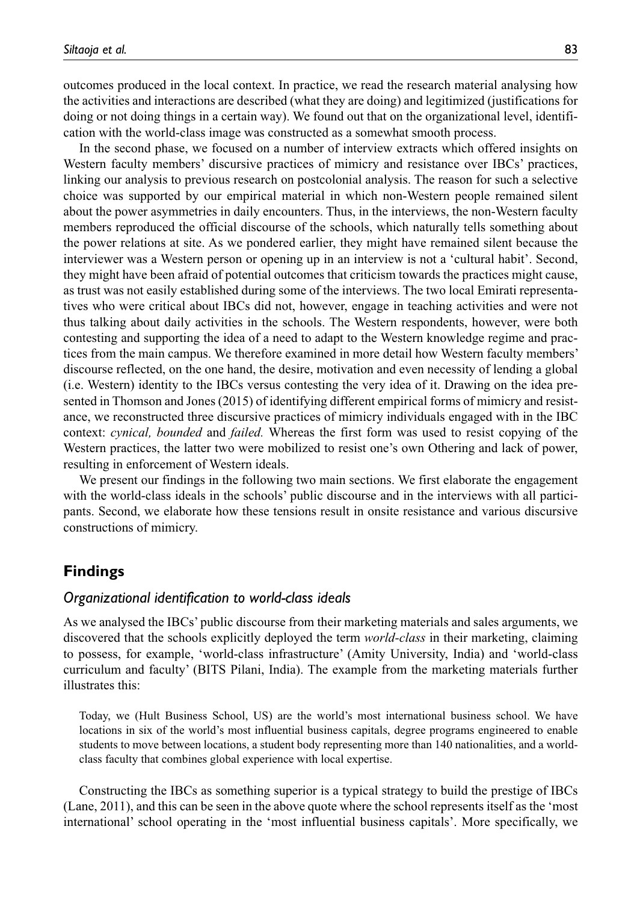outcomes produced in the local context. In practice, we read the research material analysing how the activities and interactions are described (what they are doing) and legitimized (justifications for doing or not doing things in a certain way). We found out that on the organizational level, identification with the world-class image was constructed as a somewhat smooth process.

In the second phase, we focused on a number of interview extracts which offered insights on Western faculty members' discursive practices of mimicry and resistance over IBCs' practices, linking our analysis to previous research on postcolonial analysis. The reason for such a selective choice was supported by our empirical material in which non-Western people remained silent about the power asymmetries in daily encounters. Thus, in the interviews, the non-Western faculty members reproduced the official discourse of the schools, which naturally tells something about the power relations at site. As we pondered earlier, they might have remained silent because the interviewer was a Western person or opening up in an interview is not a 'cultural habit'. Second, they might have been afraid of potential outcomes that criticism towards the practices might cause, as trust was not easily established during some of the interviews. The two local Emirati representatives who were critical about IBCs did not, however, engage in teaching activities and were not thus talking about daily activities in the schools. The Western respondents, however, were both contesting and supporting the idea of a need to adapt to the Western knowledge regime and practices from the main campus. We therefore examined in more detail how Western faculty members' discourse reflected, on the one hand, the desire, motivation and even necessity of lending a global (i.e. Western) identity to the IBCs versus contesting the very idea of it. Drawing on the idea presented in Thomson and Jones (2015) of identifying different empirical forms of mimicry and resistance, we reconstructed three discursive practices of mimicry individuals engaged with in the IBC context: *cynical, bounded* and *failed.* Whereas the first form was used to resist copying of the Western practices, the latter two were mobilized to resist one's own Othering and lack of power, resulting in enforcement of Western ideals.

We present our findings in the following two main sections. We first elaborate the engagement with the world-class ideals in the schools' public discourse and in the interviews with all participants. Second, we elaborate how these tensions result in onsite resistance and various discursive constructions of mimicry.

## Findings

### *Organizational identification to world-class ideals*

As we analysed the IBCs' public discourse from their marketing materials and sales arguments, we discovered that the schools explicitly deployed the term *world-class* in their marketing, claiming to possess, for example, 'world-class infrastructure' (Amity University, India) and 'world-class curriculum and faculty' (BITS Pilani, India). The example from the marketing materials further illustrates this:

> Today, we (Hult Business School, US) are the world's most international business school. We have locations in six of the world's most influential business capitals, degree programs engineered to enable students to move between locations, a student body representing more than 140 nationalities, and a world-class faculty that combines global experience with local expertise.

Constructing the IBCs as something superior is a typical strategy to build the prestige of IBCs (Lane, 2011), and this can be seen in the above quote where the school represents itself as the 'most international' school operating in the 'most influential business capitals'. More specifically, we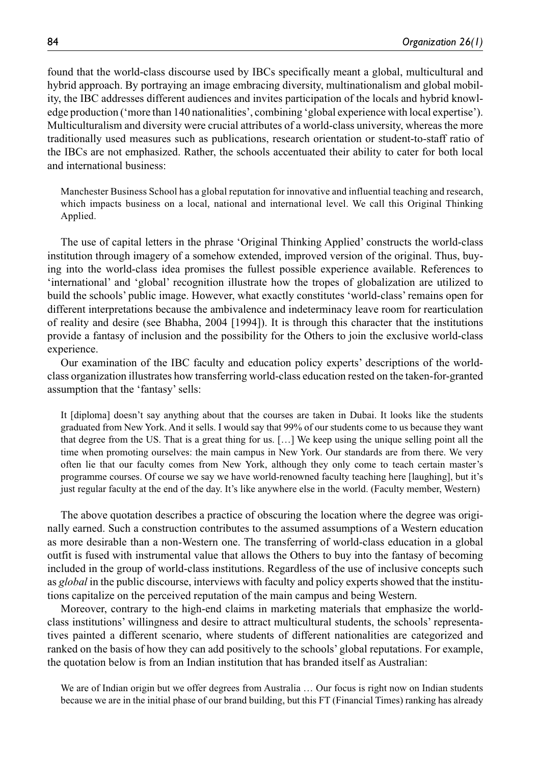found that the world-class discourse used by IBCs specifically meant a global, multicultural and hybrid approach. By portraying an image embracing diversity, multinationalism and global mobility, the IBC addresses different audiences and invites participation of the locals and hybrid knowledge production ('more than 140 nationalities', combining 'global experience with local expertise'). Multiculturalism and diversity were crucial attributes of a world-class university, whereas the more traditionally used measures such as publications, research orientation or student-to-staff ratio of the IBCs are not emphasized. Rather, the schools accentuated their ability to cater for both local and international business:

> Manchester Business School has a global reputation for innovative and influential teaching and research, which impacts business on a local, national and international level. We call this Original Thinking Applied.

The use of capital letters in the phrase 'Original Thinking Applied' constructs the world-class institution through imagery of a somehow extended, improved version of the original. Thus, buying into the world-class idea promises the fullest possible experience available. References to 'international' and 'global' recognition illustrate how the tropes of globalization are utilized to build the schools' public image. However, what exactly constitutes 'world-class' remains open for different interpretations because the ambivalence and indeterminacy leave room for rearticulation of reality and desire (see Bhabha, 2004 [1994]). It is through this character that the institutions provide a fantasy of inclusion and the possibility for the Others to join the exclusive world-class experience.

Our examination of the IBC faculty and education policy experts' descriptions of the world-class organization illustrates how transferring world-class education rested on the taken-for-granted assumption that the 'fantasy' sells:

> It [diploma] doesn't say anything about that the courses are taken in Dubai. It looks like the students graduated from New York. And it sells. I would say that 99% of our students come to us because they want that degree from the US. That is a great thing for us. […] We keep using the unique selling point all the time when promoting ourselves: the main campus in New York. Our standards are from there. We very often lie that our faculty comes from New York, although they only come to teach certain master's programme courses. Of course we say we have world-renowned faculty teaching here [laughing], but it's just regular faculty at the end of the day. It's like anywhere else in the world. (Faculty member, Western)

The above quotation describes a practice of obscuring the location where the degree was originally earned. Such a construction contributes to the assumed assumptions of a Western education as more desirable than a non-Western one. The transferring of world-class education in a global outfit is fused with instrumental value that allows the Others to buy into the fantasy of becoming included in the group of world-class institutions. Regardless of the use of inclusive concepts such as *global* in the public discourse, interviews with faculty and policy experts showed that the institutions capitalize on the perceived reputation of the main campus and being Western.

Moreover, contrary to the high-end claims in marketing materials that emphasize the world-class institutions' willingness and desire to attract multicultural students, the schools' representatives painted a different scenario, where students of different nationalities are categorized and ranked on the basis of how they can add positively to the schools' global reputations. For example, the quotation below is from an Indian institution that has branded itself as Australian:

> We are of Indian origin but we offer degrees from Australia … Our focus is right now on Indian students because we are in the initial phase of our brand building, but this FT (Financial Times) ranking has already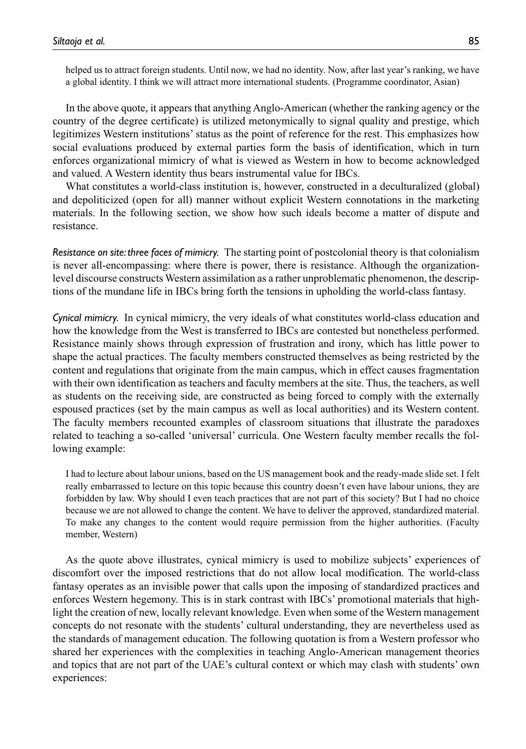> helped us to attract foreign students. Until now, we had no identity. Now, after last year's ranking, we have a global identity. I think we will attract more international students. (Programme coordinator, Asian)

In the above quote, it appears that anything Anglo-American (whether the ranking agency or the country of the degree certificate) is utilized metonymically to signal quality and prestige, which legitimizes Western institutions' status as the point of reference for the rest. This emphasizes how social evaluations produced by external parties form the basis of identification, which in turn enforces organizational mimicry of what is viewed as Western in how to become acknowledged and valued. A Western identity thus bears instrumental value for IBCs.

What constitutes a world-class institution is, however, constructed in a deculturalized (global) and depoliticized (open for all) manner without explicit Western connotations in the marketing materials. In the following section, we show how such ideals become a matter of dispute and resistance.

*Resistance on site: three faces of mimicry.* The starting point of postcolonial theory is that colonialism is never all-encompassing: where there is power, there is resistance. Although the organization-level discourse constructs Western assimilation as a rather unproblematic phenomenon, the descriptions of the mundane life in IBCs bring forth the tensions in upholding the world-class fantasy.

*Cynical mimicry.* In cynical mimicry, the very ideals of what constitutes world-class education and how the knowledge from the West is transferred to IBCs are contested but nonetheless performed. Resistance mainly shows through expression of frustration and irony, which has little power to shape the actual practices. The faculty members constructed themselves as being restricted by the content and regulations that originate from the main campus, which in effect causes fragmentation with their own identification as teachers and faculty members at the site. Thus, the teachers, as well as students on the receiving side, are constructed as being forced to comply with the externally espoused practices (set by the main campus as well as local authorities) and its Western content. The faculty members recounted examples of classroom situations that illustrate the paradoxes related to teaching a so-called 'universal' curricula. One Western faculty member recalls the following example:

> I had to lecture about labour unions, based on the US management book and the ready-made slide set. I felt really embarrassed to lecture on this topic because this country doesn't even have labour unions, they are forbidden by law. Why should I even teach practices that are not part of this society? But I had no choice because we are not allowed to change the content. We have to deliver the approved, standardized material. To make any changes to the content would require permission from the higher authorities. (Faculty member, Western)

As the quote above illustrates, cynical mimicry is used to mobilize subjects' experiences of discomfort over the imposed restrictions that do not allow local modification. The world-class fantasy operates as an invisible power that calls upon the imposing of standardized practices and enforces Western hegemony. This is in stark contrast with IBCs' promotional materials that highlight the creation of new, locally relevant knowledge. Even when some of the Western management concepts do not resonate with the students' cultural understanding, they are nevertheless used as the standards of management education. The following quotation is from a Western professor who shared her experiences with the complexities in teaching Anglo-American management theories and topics that are not part of the UAE's cultural context or which may clash with students' own experiences: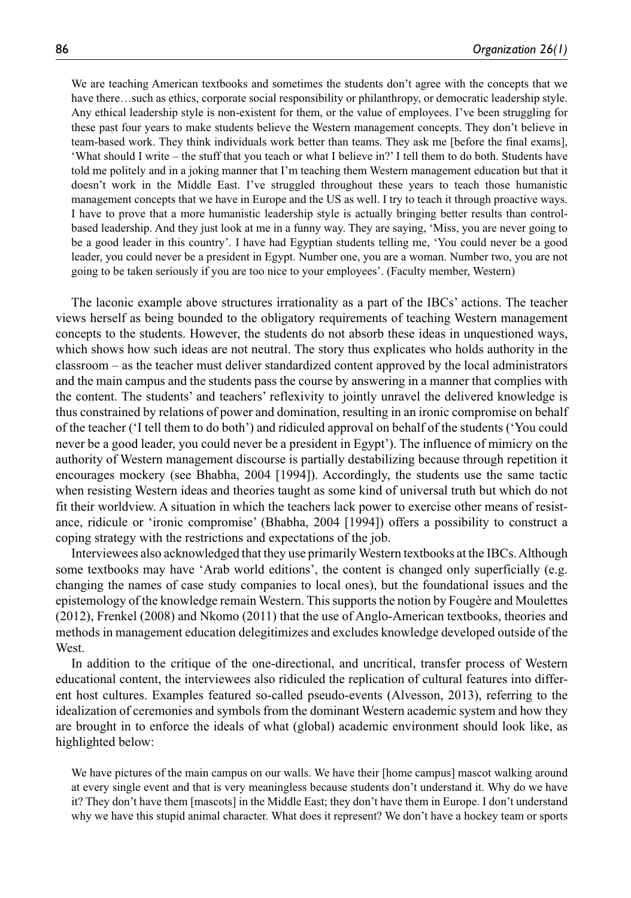> We are teaching American textbooks and sometimes the students don't agree with the concepts that we have there…such as ethics, corporate social responsibility or philanthropy, or democratic leadership style. Any ethical leadership style is non-existent for them, or the value of employees. I've been struggling for these past four years to make students believe the Western management concepts. They don't believe in team-based work. They think individuals work better than teams. They ask me [before the final exams], 'What should I write – the stuff that you teach or what I believe in?' I tell them to do both. Students have told me politely and in a joking manner that I'm teaching them Western management education but that it doesn't work in the Middle East. I've struggled throughout these years to teach those humanistic management concepts that we have in Europe and the US as well. I try to teach it through proactive ways. I have to prove that a more humanistic leadership style is actually bringing better results than control-based leadership. And they just look at me in a funny way. They are saying, 'Miss, you are never going to be a good leader in this country'. I have had Egyptian students telling me, 'You could never be a good leader, you could never be a president in Egypt. Number one, you are a woman. Number two, you are not going to be taken seriously if you are too nice to your employees'. (Faculty member, Western)

The laconic example above structures irrationality as a part of the IBCs' actions. The teacher views herself as being bounded to the obligatory requirements of teaching Western management concepts to the students. However, the students do not absorb these ideas in unquestioned ways, which shows how such ideas are not neutral. The story thus explicates who holds authority in the classroom – as the teacher must deliver standardized content approved by the local administrators and the main campus and the students pass the course by answering in a manner that complies with the content. The students' and teachers' reflexivity to jointly unravel the delivered knowledge is thus constrained by relations of power and domination, resulting in an ironic compromise on behalf of the teacher ('I tell them to do both') and ridiculed approval on behalf of the students ('You could never be a good leader, you could never be a president in Egypt'). The influence of mimicry on the authority of Western management discourse is partially destabilizing because through repetition it encourages mockery (see Bhabha, 2004 [1994]). Accordingly, the students use the same tactic when resisting Western ideas and theories taught as some kind of universal truth but which do not fit their worldview. A situation in which the teachers lack power to exercise other means of resistance, ridicule or 'ironic compromise' (Bhabha, 2004 [1994]) offers a possibility to construct a coping strategy with the restrictions and expectations of the job.

Interviewees also acknowledged that they use primarily Western textbooks at the IBCs. Although some textbooks may have 'Arab world editions', the content is changed only superficially (e.g. changing the names of case study companies to local ones), but the foundational issues and the epistemology of the knowledge remain Western. This supports the notion by Fougère and Moulettes (2012), Frenkel (2008) and Nkomo (2011) that the use of Anglo-American textbooks, theories and methods in management education delegitimizes and excludes knowledge developed outside of the West.

In addition to the critique of the one-directional, and uncritical, transfer process of Western educational content, the interviewees also ridiculed the replication of cultural features into different host cultures. Examples featured so-called pseudo-events (Alvesson, 2013), referring to the idealization of ceremonies and symbols from the dominant Western academic system and how they are brought in to enforce the ideals of what (global) academic environment should look like, as highlighted below:

> We have pictures of the main campus on our walls. We have their [home campus] mascot walking around at every single event and that is very meaningless because students don't understand it. Why do we have it? They don't have them [mascots] in the Middle East; they don't have them in Europe. I don't understand why we have this stupid animal character. What does it represent? We don't have a hockey team or sports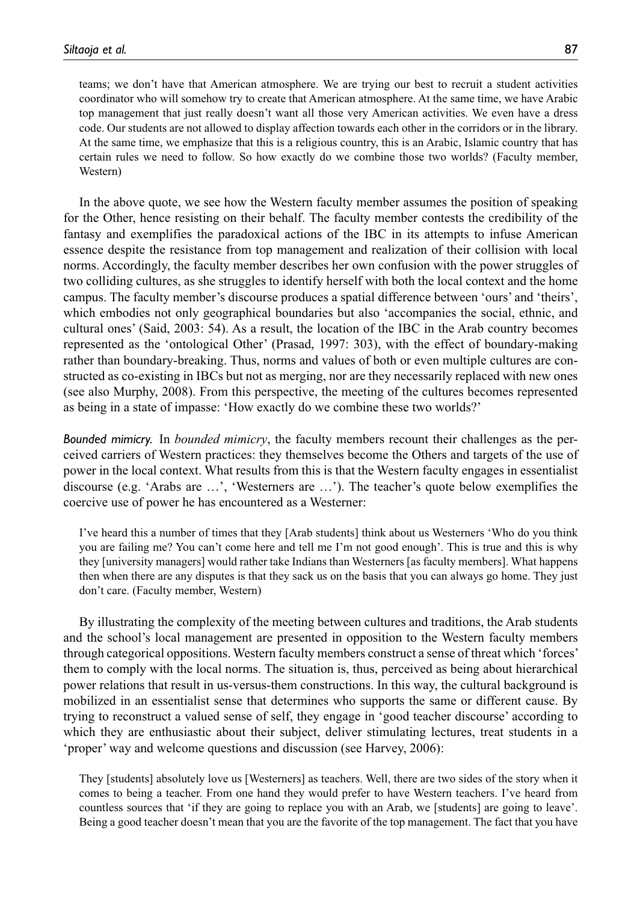teams; we don't have that American atmosphere. We are trying our best to recruit a student activities coordinator who will somehow try to create that American atmosphere. At the same time, we have Arabic top management that just really doesn't want all those very American activities. We even have a dress code. Our students are not allowed to display affection towards each other in the corridors or in the library. At the same time, we emphasize that this is a religious country, this is an Arabic, Islamic country that has certain rules we need to follow. So how exactly do we combine those two worlds? (Faculty member, Western)

In the above quote, we see how the Western faculty member assumes the position of speaking for the Other, hence resisting on their behalf. The faculty member contests the credibility of the fantasy and exemplifies the paradoxical actions of the IBC in its attempts to infuse American essence despite the resistance from top management and realization of their collision with local norms. Accordingly, the faculty member describes her own confusion with the power struggles of two colliding cultures, as she struggles to identify herself with both the local context and the home campus. The faculty member's discourse produces a spatial difference between 'ours' and 'theirs', which embodies not only geographical boundaries but also 'accompanies the social, ethnic, and cultural ones' (Said, 2003: 54). As a result, the location of the IBC in the Arab country becomes represented as the 'ontological Other' (Prasad, 1997: 303), with the effect of boundary-making rather than boundary-breaking. Thus, norms and values of both or even multiple cultures are constructed as co-existing in IBCs but not as merging, nor are they necessarily replaced with new ones (see also Murphy, 2008). From this perspective, the meeting of the cultures becomes represented as being in a state of impasse: 'How exactly do we combine these two worlds?'

*Bounded mimicry.* In *bounded mimicry*, the faculty members recount their challenges as the perceived carriers of Western practices: they themselves become the Others and targets of the use of power in the local context. What results from this is that the Western faculty engages in essentialist discourse (e.g. 'Arabs are …', 'Westerners are …'). The teacher's quote below exemplifies the coercive use of power he has encountered as a Westerner:

I've heard this a number of times that they [Arab students] think about us Westerners 'Who do you think you are failing me? You can't come here and tell me I'm not good enough'. This is true and this is why they [university managers] would rather take Indians than Westerners [as faculty members]. What happens then when there are any disputes is that they sack us on the basis that you can always go home. They just don't care. (Faculty member, Western)

By illustrating the complexity of the meeting between cultures and traditions, the Arab students and the school's local management are presented in opposition to the Western faculty members through categorical oppositions. Western faculty members construct a sense of threat which 'forces' them to comply with the local norms. The situation is, thus, perceived as being about hierarchical power relations that result in us-versus-them constructions. In this way, the cultural background is mobilized in an essentialist sense that determines who supports the same or different cause. By trying to reconstruct a valued sense of self, they engage in 'good teacher discourse' according to which they are enthusiastic about their subject, deliver stimulating lectures, treat students in a 'proper' way and welcome questions and discussion (see Harvey, 2006):

They [students] absolutely love us [Westerners] as teachers. Well, there are two sides of the story when it comes to being a teacher. From one hand they would prefer to have Western teachers. I've heard from countless sources that 'if they are going to replace you with an Arab, we [students] are going to leave'. Being a good teacher doesn't mean that you are the favorite of the top management. The fact that you have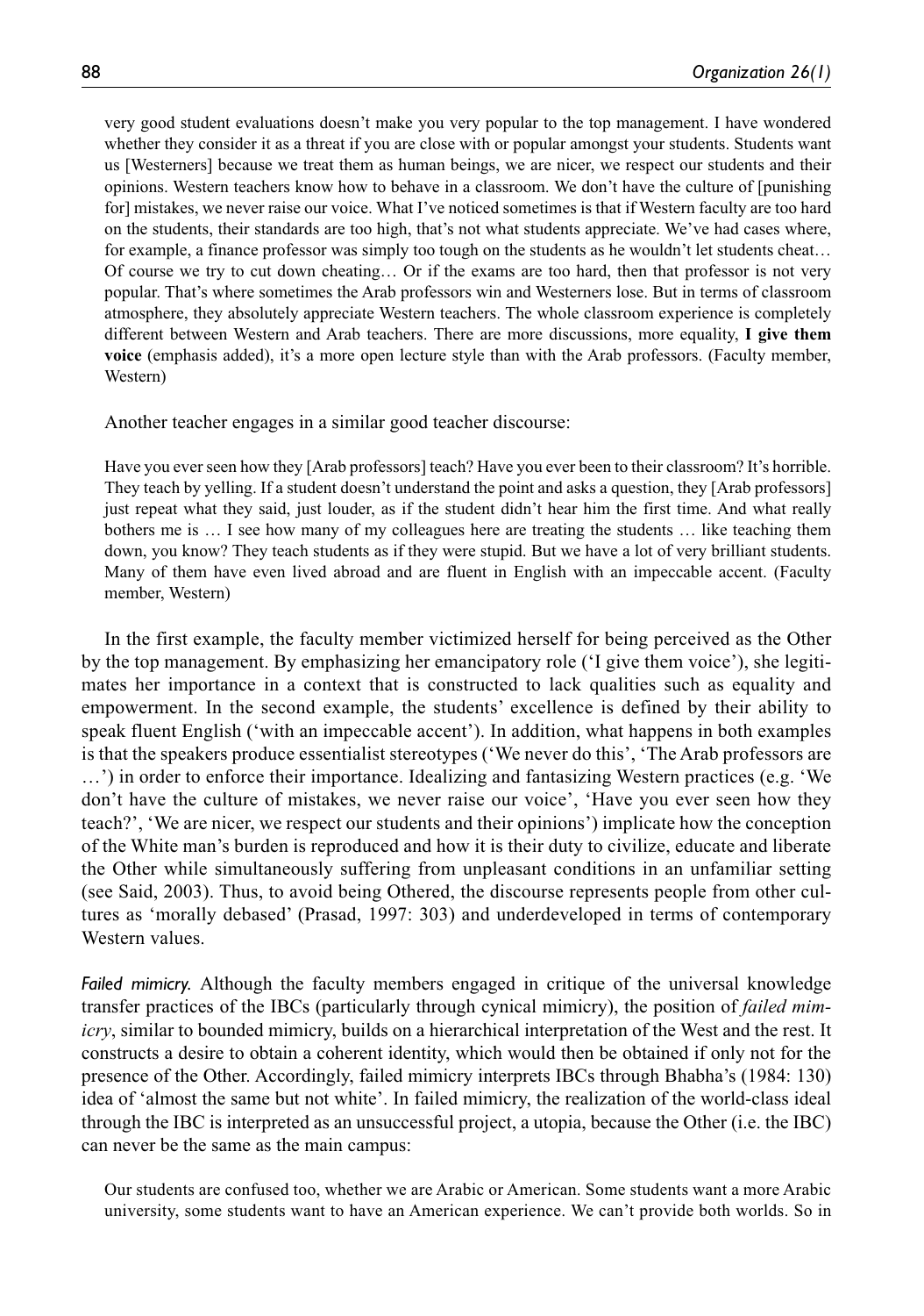very good student evaluations doesn't make you very popular to the top management. I have wondered whether they consider it as a threat if you are close with or popular amongst your students. Students want us [Westerners] because we treat them as human beings, we are nicer, we respect our students and their opinions. Western teachers know how to behave in a classroom. We don't have the culture of [punishing for] mistakes, we never raise our voice. What I've noticed sometimes is that if Western faculty are too hard on the students, their standards are too high, that's not what students appreciate. We've had cases where, for example, a finance professor was simply too tough on the students as he wouldn't let students cheat… Of course we try to cut down cheating… Or if the exams are too hard, then that professor is not very popular. That's where sometimes the Arab professors win and Westerners lose. But in terms of classroom atmosphere, they absolutely appreciate Western teachers. The whole classroom experience is completely different between Western and Arab teachers. There are more discussions, more equality, **I give them voice** (emphasis added), it's a more open lecture style than with the Arab professors. (Faculty member, Western)

Another teacher engages in a similar good teacher discourse:

> Have you ever seen how they [Arab professors] teach? Have you ever been to their classroom? It's horrible. They teach by yelling. If a student doesn't understand the point and asks a question, they [Arab professors] just repeat what they said, just louder, as if the student didn't hear him the first time. And what really bothers me is … I see how many of my colleagues here are treating the students … like teaching them down, you know? They teach students as if they were stupid. But we have a lot of very brilliant students. Many of them have even lived abroad and are fluent in English with an impeccable accent. (Faculty member, Western)

In the first example, the faculty member victimized herself for being perceived as the Other by the top management. By emphasizing her emancipatory role ('I give them voice'), she legitimates her importance in a context that is constructed to lack qualities such as equality and empowerment. In the second example, the students' excellence is defined by their ability to speak fluent English ('with an impeccable accent'). In addition, what happens in both examples is that the speakers produce essentialist stereotypes ('We never do this', 'The Arab professors are …') in order to enforce their importance. Idealizing and fantasizing Western practices (e.g. 'We don't have the culture of mistakes, we never raise our voice', 'Have you ever seen how they teach?', 'We are nicer, we respect our students and their opinions') implicate how the conception of the White man's burden is reproduced and how it is their duty to civilize, educate and liberate the Other while simultaneously suffering from unpleasant conditions in an unfamiliar setting (see Said, 2003). Thus, to avoid being Othered, the discourse represents people from other cultures as 'morally debased' (Prasad, 1997: 303) and underdeveloped in terms of contemporary Western values.

*Failed mimicry.* Although the faculty members engaged in critique of the universal knowledge transfer practices of the IBCs (particularly through cynical mimicry), the position of *failed mimicry*, similar to bounded mimicry, builds on a hierarchical interpretation of the West and the rest. It constructs a desire to obtain a coherent identity, which would then be obtained if only not for the presence of the Other. Accordingly, failed mimicry interprets IBCs through Bhabha's (1984: 130) idea of 'almost the same but not white'. In failed mimicry, the realization of the world-class ideal through the IBC is interpreted as an unsuccessful project, a utopia, because the Other (i.e. the IBC) can never be the same as the main campus:

> Our students are confused too, whether we are Arabic or American. Some students want a more Arabic university, some students want to have an American experience. We can't provide both worlds. So in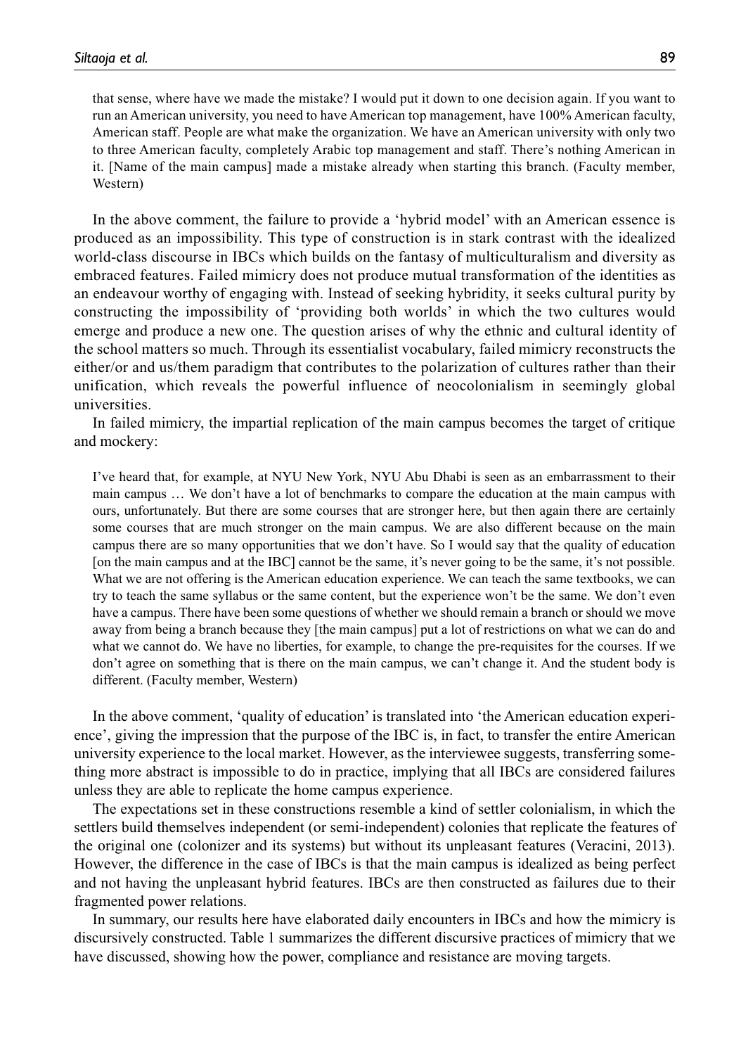> that sense, where have we made the mistake? I would put it down to one decision again. If you want to run an American university, you need to have American top management, have 100% American faculty, American staff. People are what make the organization. We have an American university with only two to three American faculty, completely Arabic top management and staff. There's nothing American in it. [Name of the main campus] made a mistake already when starting this branch. (Faculty member, Western)

In the above comment, the failure to provide a 'hybrid model' with an American essence is produced as an impossibility. This type of construction is in stark contrast with the idealized world-class discourse in IBCs which builds on the fantasy of multiculturalism and diversity as embraced features. Failed mimicry does not produce mutual transformation of the identities as an endeavour worthy of engaging with. Instead of seeking hybridity, it seeks cultural purity by constructing the impossibility of 'providing both worlds' in which the two cultures would emerge and produce a new one. The question arises of why the ethnic and cultural identity of the school matters so much. Through its essentialist vocabulary, failed mimicry reconstructs the either/or and us/them paradigm that contributes to the polarization of cultures rather than their unification, which reveals the powerful influence of neocolonialism in seemingly global universities.

In failed mimicry, the impartial replication of the main campus becomes the target of critique and mockery:

> I've heard that, for example, at NYU New York, NYU Abu Dhabi is seen as an embarrassment to their main campus … We don't have a lot of benchmarks to compare the education at the main campus with ours, unfortunately. But there are some courses that are stronger here, but then again there are certainly some courses that are much stronger on the main campus. We are also different because on the main campus there are so many opportunities that we don't have. So I would say that the quality of education [on the main campus and at the IBC] cannot be the same, it's never going to be the same, it's not possible. What we are not offering is the American education experience. We can teach the same textbooks, we can try to teach the same syllabus or the same content, but the experience won't be the same. We don't even have a campus. There have been some questions of whether we should remain a branch or should we move away from being a branch because they [the main campus] put a lot of restrictions on what we can do and what we cannot do. We have no liberties, for example, to change the pre-requisites for the courses. If we don't agree on something that is there on the main campus, we can't change it. And the student body is different. (Faculty member, Western)

In the above comment, 'quality of education' is translated into 'the American education experience', giving the impression that the purpose of the IBC is, in fact, to transfer the entire American university experience to the local market. However, as the interviewee suggests, transferring something more abstract is impossible to do in practice, implying that all IBCs are considered failures unless they are able to replicate the home campus experience.

The expectations set in these constructions resemble a kind of settler colonialism, in which the settlers build themselves independent (or semi-independent) colonies that replicate the features of the original one (colonizer and its systems) but without its unpleasant features (Veracini, 2013). However, the difference in the case of IBCs is that the main campus is idealized as being perfect and not having the unpleasant hybrid features. IBCs are then constructed as failures due to their fragmented power relations.

In summary, our results here have elaborated daily encounters in IBCs and how the mimicry is discursively constructed. Table 1 summarizes the different discursive practices of mimicry that we have discussed, showing how the power, compliance and resistance are moving targets.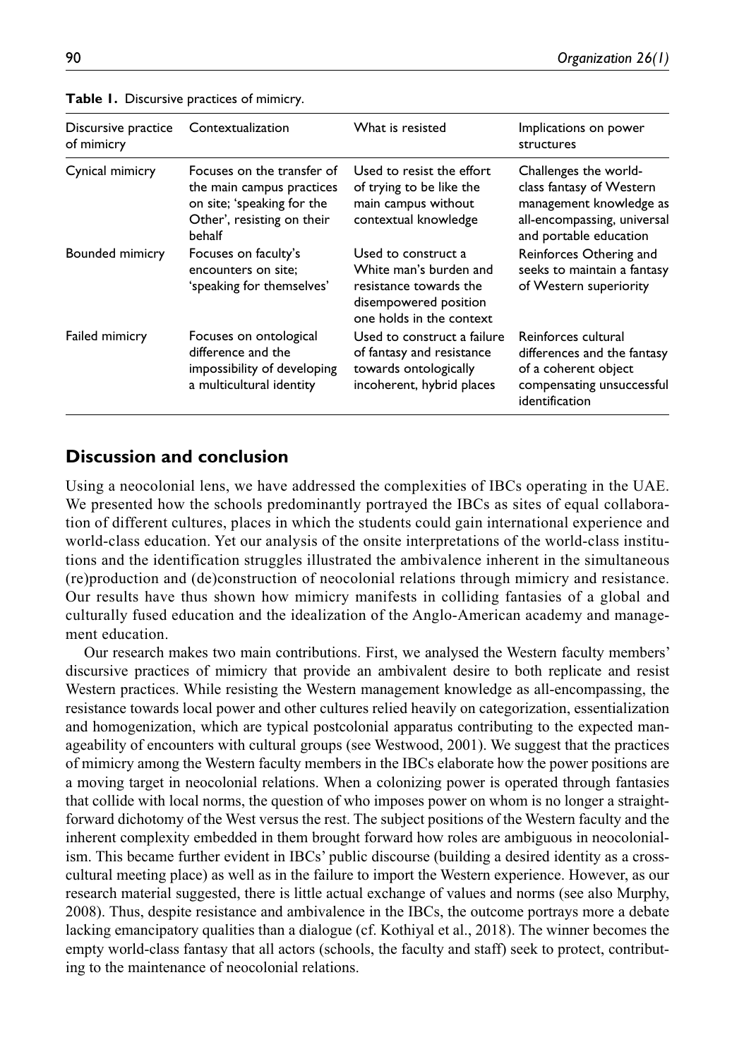**Table 1.** Discursive practices of mimicry.

| Discursive practice of mimicry | Contextualization | What is resisted | Implications on power structures |
|---|---|---|---|
| Cynical mimicry | Focuses on the transfer of the main campus practices on site; 'speaking for the Other', resisting on their behalf | Used to resist the effort of trying to be like the main campus without contextual knowledge | Challenges the world-class fantasy of Western management knowledge as all-encompassing, universal and portable education |
| Bounded mimicry | Focuses on faculty's encounters on site; 'speaking for themselves' | Used to construct a White man's burden and resistance towards the disempowered position one holds in the context | Reinforces Othering and seeks to maintain a fantasy of Western superiority |
| Failed mimicry | Focuses on ontological difference and the impossibility of developing a multicultural identity | Used to construct a failure of fantasy and resistance towards ontologically incoherent, hybrid places | Reinforces cultural differences and the fantasy of a coherent object compensating unsuccessful identification |

## Discussion and conclusion

Using a neocolonial lens, we have addressed the complexities of IBCs operating in the UAE. We presented how the schools predominantly portrayed the IBCs as sites of equal collaboration of different cultures, places in which the students could gain international experience and world-class education. Yet our analysis of the onsite interpretations of the world-class institutions and the identification struggles illustrated the ambivalence inherent in the simultaneous (re)production and (de)construction of neocolonial relations through mimicry and resistance. Our results have thus shown how mimicry manifests in colliding fantasies of a global and culturally fused education and the idealization of the Anglo-American academy and management education.

Our research makes two main contributions. First, we analysed the Western faculty members' discursive practices of mimicry that provide an ambivalent desire to both replicate and resist Western practices. While resisting the Western management knowledge as all-encompassing, the resistance towards local power and other cultures relied heavily on categorization, essentialization and homogenization, which are typical postcolonial apparatus contributing to the expected manageability of encounters with cultural groups (see Westwood, 2001). We suggest that the practices of mimicry among the Western faculty members in the IBCs elaborate how the power positions are a moving target in neocolonial relations. When a colonizing power is operated through fantasies that collide with local norms, the question of who imposes power on whom is no longer a straightforward dichotomy of the West versus the rest. The subject positions of the Western faculty and the inherent complexity embedded in them brought forward how roles are ambiguous in neocolonialism. This became further evident in IBCs' public discourse (building a desired identity as a cross-cultural meeting place) as well as in the failure to import the Western experience. However, as our research material suggested, there is little actual exchange of values and norms (see also Murphy, 2008). Thus, despite resistance and ambivalence in the IBCs, the outcome portrays more a debate lacking emancipatory qualities than a dialogue (cf. Kothiyal et al., 2018). The winner becomes the empty world-class fantasy that all actors (schools, the faculty and staff) seek to protect, contributing to the maintenance of neocolonial relations.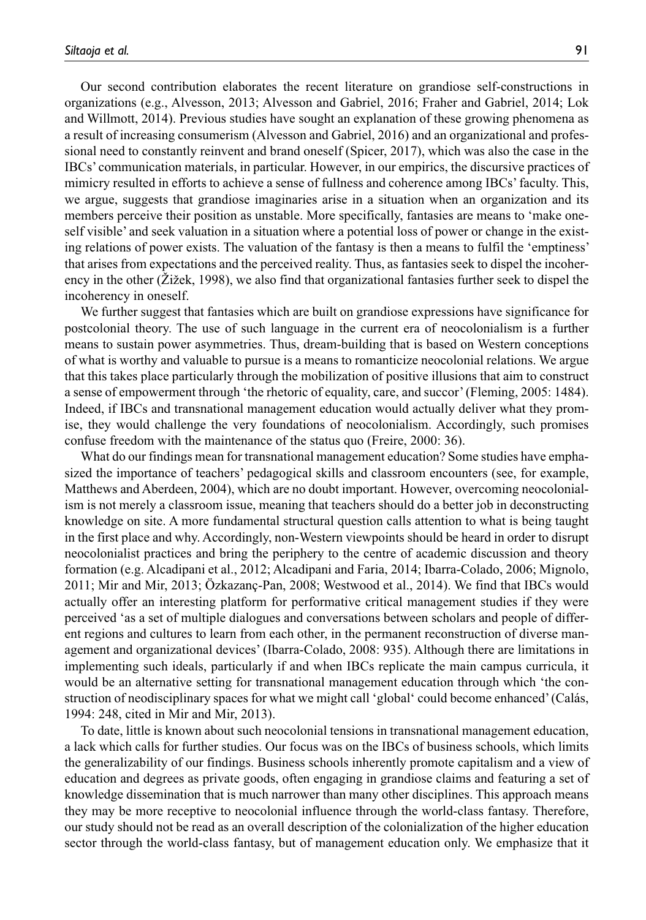Our second contribution elaborates the recent literature on grandiose self-constructions in organizations (e.g., Alvesson, 2013; Alvesson and Gabriel, 2016; Fraher and Gabriel, 2014; Lok and Willmott, 2014). Previous studies have sought an explanation of these growing phenomena as a result of increasing consumerism (Alvesson and Gabriel, 2016) and an organizational and professional need to constantly reinvent and brand oneself (Spicer, 2017), which was also the case in the IBCs' communication materials, in particular. However, in our empirics, the discursive practices of mimicry resulted in efforts to achieve a sense of fullness and coherence among IBCs' faculty. This, we argue, suggests that grandiose imaginaries arise in a situation when an organization and its members perceive their position as unstable. More specifically, fantasies are means to 'make oneself visible' and seek valuation in a situation where a potential loss of power or change in the existing relations of power exists. The valuation of the fantasy is then a means to fulfil the 'emptiness' that arises from expectations and the perceived reality. Thus, as fantasies seek to dispel the incoherency in the other (Žižek, 1998), we also find that organizational fantasies further seek to dispel the incoherency in oneself.

We further suggest that fantasies which are built on grandiose expressions have significance for postcolonial theory. The use of such language in the current era of neocolonialism is a further means to sustain power asymmetries. Thus, dream-building that is based on Western conceptions of what is worthy and valuable to pursue is a means to romanticize neocolonial relations. We argue that this takes place particularly through the mobilization of positive illusions that aim to construct a sense of empowerment through 'the rhetoric of equality, care, and succor' (Fleming, 2005: 1484). Indeed, if IBCs and transnational management education would actually deliver what they promise, they would challenge the very foundations of neocolonialism. Accordingly, such promises confuse freedom with the maintenance of the status quo (Freire, 2000: 36).

What do our findings mean for transnational management education? Some studies have emphasized the importance of teachers' pedagogical skills and classroom encounters (see, for example, Matthews and Aberdeen, 2004), which are no doubt important. However, overcoming neocolonialism is not merely a classroom issue, meaning that teachers should do a better job in deconstructing knowledge on site. A more fundamental structural question calls attention to what is being taught in the first place and why. Accordingly, non-Western viewpoints should be heard in order to disrupt neocolonialist practices and bring the periphery to the centre of academic discussion and theory formation (e.g. Alcadipani et al., 2012; Alcadipani and Faria, 2014; Ibarra-Colado, 2006; Mignolo, 2011; Mir and Mir, 2013; Özkazanç-Pan, 2008; Westwood et al., 2014). We find that IBCs would actually offer an interesting platform for performative critical management studies if they were perceived 'as a set of multiple dialogues and conversations between scholars and people of different regions and cultures to learn from each other, in the permanent reconstruction of diverse management and organizational devices' (Ibarra-Colado, 2008: 935). Although there are limitations in implementing such ideals, particularly if and when IBCs replicate the main campus curricula, it would be an alternative setting for transnational management education through which 'the construction of neodisciplinary spaces for what we might call 'global' could become enhanced' (Calás, 1994: 248, cited in Mir and Mir, 2013).

To date, little is known about such neocolonial tensions in transnational management education, a lack which calls for further studies. Our focus was on the IBCs of business schools, which limits the generalizability of our findings. Business schools inherently promote capitalism and a view of education and degrees as private goods, often engaging in grandiose claims and featuring a set of knowledge dissemination that is much narrower than many other disciplines. This approach means they may be more receptive to neocolonial influence through the world-class fantasy. Therefore, our study should not be read as an overall description of the colonialization of the higher education sector through the world-class fantasy, but of management education only. We emphasize that it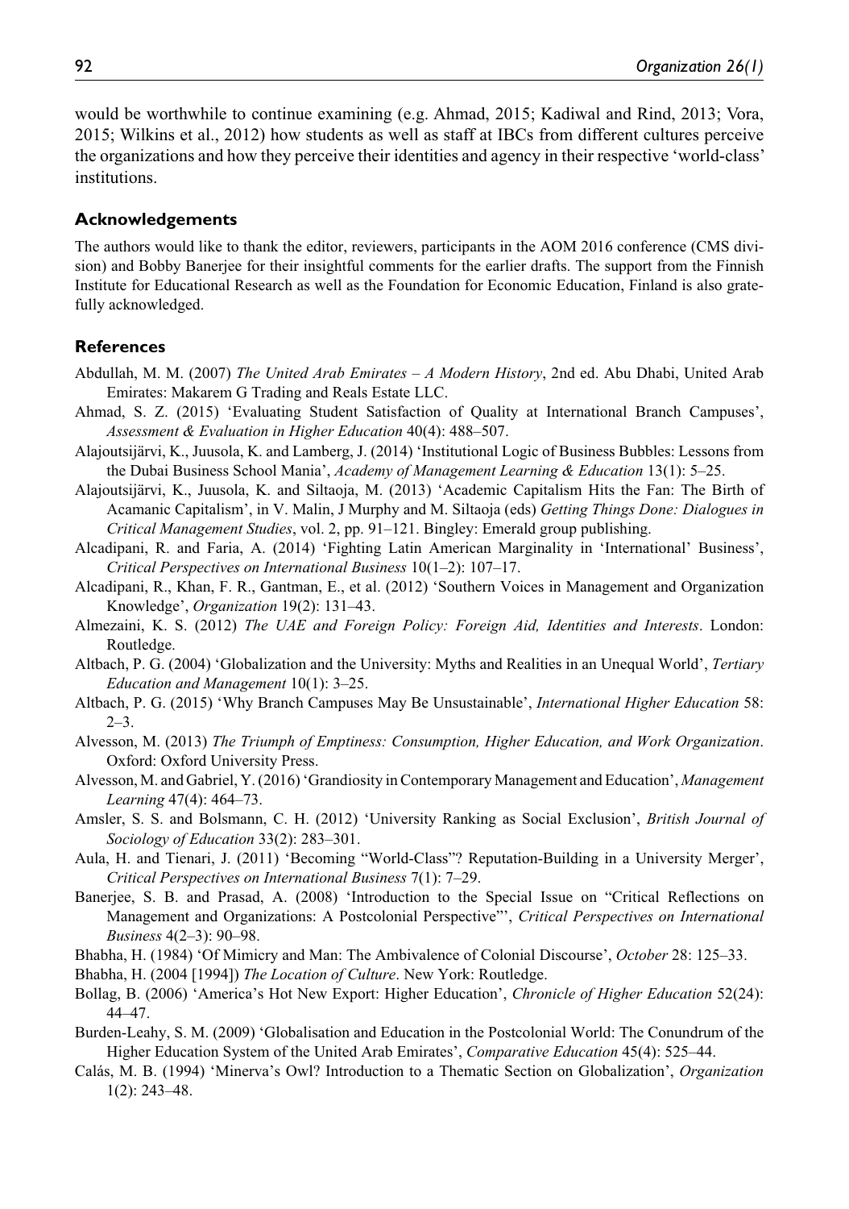would be worthwhile to continue examining (e.g. Ahmad, 2015; Kadiwal and Rind, 2013; Vora, 2015; Wilkins et al., 2012) how students as well as staff at IBCs from different cultures perceive the organizations and how they perceive their identities and agency in their respective 'world-class' institutions.

## Acknowledgements

The authors would like to thank the editor, reviewers, participants in the AOM 2016 conference (CMS division) and Bobby Banerjee for their insightful comments for the earlier drafts. The support from the Finnish Institute for Educational Research as well as the Foundation for Economic Education, Finland is also gratefully acknowledged.

## References

Abdullah, M. M. (2007) *The United Arab Emirates – A Modern History*, 2nd ed. Abu Dhabi, United Arab Emirates: Makarem G Trading and Reals Estate LLC.

Ahmad, S. Z. (2015) 'Evaluating Student Satisfaction of Quality at International Branch Campuses', *Assessment & Evaluation in Higher Education* 40(4): 488–507.

Alajoutsijärvi, K., Juusola, K. and Lamberg, J. (2014) 'Institutional Logic of Business Bubbles: Lessons from the Dubai Business School Mania', *Academy of Management Learning & Education* 13(1): 5–25.

Alajoutsijärvi, K., Juusola, K. and Siltaoja, M. (2013) 'Academic Capitalism Hits the Fan: The Birth of Acamanic Capitalism', in V. Malin, J Murphy and M. Siltaoja (eds) *Getting Things Done: Dialogues in Critical Management Studies*, vol. 2, pp. 91–121. Bingley: Emerald group publishing.

Alcadipani, R. and Faria, A. (2014) 'Fighting Latin American Marginality in 'International' Business', *Critical Perspectives on International Business* 10(1–2): 107–17.

Alcadipani, R., Khan, F. R., Gantman, E., et al. (2012) 'Southern Voices in Management and Organization Knowledge', *Organization* 19(2): 131–43.

Almezaini, K. S. (2012) *The UAE and Foreign Policy: Foreign Aid, Identities and Interests*. London: Routledge.

Altbach, P. G. (2004) 'Globalization and the University: Myths and Realities in an Unequal World', *Tertiary Education and Management* 10(1): 3–25.

Altbach, P. G. (2015) 'Why Branch Campuses May Be Unsustainable', *International Higher Education* 58: 2–3.

Alvesson, M. (2013) *The Triumph of Emptiness: Consumption, Higher Education, and Work Organization*. Oxford: Oxford University Press.

Alvesson, M. and Gabriel, Y. (2016) 'Grandiosity in Contemporary Management and Education', *Management Learning* 47(4): 464–73.

Amsler, S. S. and Bolsmann, C. H. (2012) 'University Ranking as Social Exclusion', *British Journal of Sociology of Education* 33(2): 283–301.

Aula, H. and Tienari, J. (2011) 'Becoming "World-Class"? Reputation-Building in a University Merger', *Critical Perspectives on International Business* 7(1): 7–29.

Banerjee, S. B. and Prasad, A. (2008) 'Introduction to the Special Issue on "Critical Reflections on Management and Organizations: A Postcolonial Perspective"', *Critical Perspectives on International Business* 4(2–3): 90–98.

Bhabha, H. (1984) 'Of Mimicry and Man: The Ambivalence of Colonial Discourse', *October* 28: 125–33.

Bhabha, H. (2004 [1994]) *The Location of Culture*. New York: Routledge.

Bollag, B. (2006) 'America's Hot New Export: Higher Education', *Chronicle of Higher Education* 52(24): 44–47.

Burden-Leahy, S. M. (2009) 'Globalisation and Education in the Postcolonial World: The Conundrum of the Higher Education System of the United Arab Emirates', *Comparative Education* 45(4): 525–44.

Calás, M. B. (1994) 'Minerva's Owl? Introduction to a Thematic Section on Globalization', *Organization* 1(2): 243–48.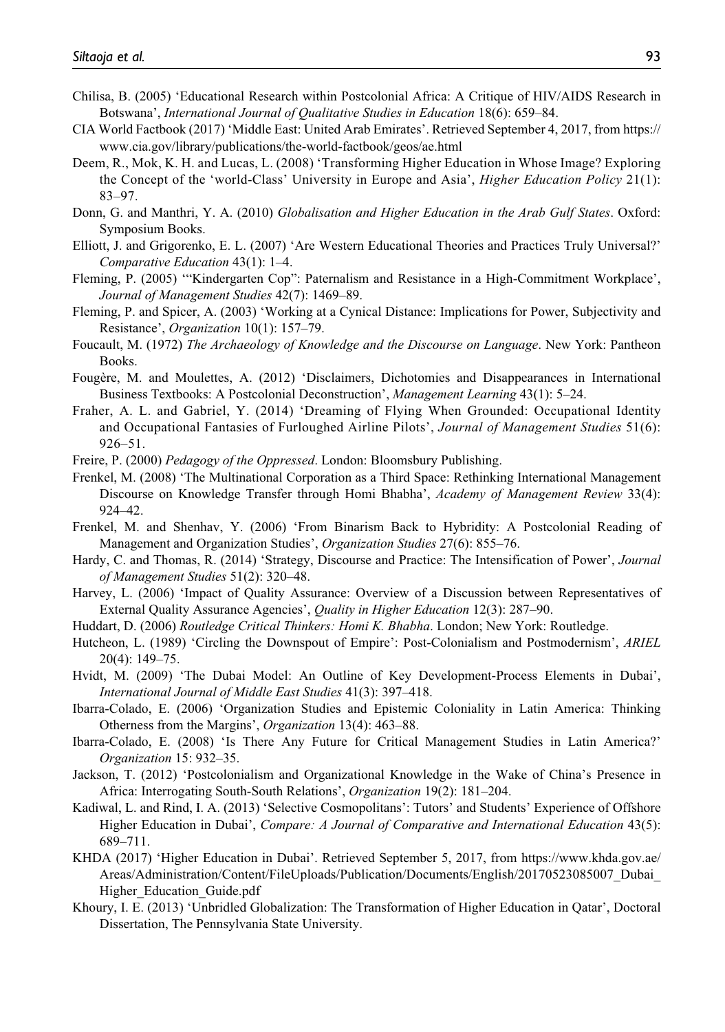Chilisa, B. (2005) 'Educational Research within Postcolonial Africa: A Critique of HIV/AIDS Research in Botswana', *International Journal of Qualitative Studies in Education* 18(6): 659–84.

CIA World Factbook (2017) 'Middle East: United Arab Emirates'. Retrieved September 4, 2017, from https://www.cia.gov/library/publications/the-world-factbook/geos/ae.html

Deem, R., Mok, K. H. and Lucas, L. (2008) 'Transforming Higher Education in Whose Image? Exploring the Concept of the 'world-Class' University in Europe and Asia', *Higher Education Policy* 21(1): 83–97.

Donn, G. and Manthri, Y. A. (2010) *Globalisation and Higher Education in the Arab Gulf States*. Oxford: Symposium Books.

Elliott, J. and Grigorenko, E. L. (2007) 'Are Western Educational Theories and Practices Truly Universal?' *Comparative Education* 43(1): 1–4.

Fleming, P. (2005) '"Kindergarten Cop": Paternalism and Resistance in a High-Commitment Workplace', *Journal of Management Studies* 42(7): 1469–89.

Fleming, P. and Spicer, A. (2003) 'Working at a Cynical Distance: Implications for Power, Subjectivity and Resistance', *Organization* 10(1): 157–79.

Foucault, M. (1972) *The Archaeology of Knowledge and the Discourse on Language*. New York: Pantheon Books.

Fougère, M. and Moulettes, A. (2012) 'Disclaimers, Dichotomies and Disappearances in International Business Textbooks: A Postcolonial Deconstruction', *Management Learning* 43(1): 5–24.

Fraher, A. L. and Gabriel, Y. (2014) 'Dreaming of Flying When Grounded: Occupational Identity and Occupational Fantasies of Furloughed Airline Pilots', *Journal of Management Studies* 51(6): 926–51.

Freire, P. (2000) *Pedagogy of the Oppressed*. London: Bloomsbury Publishing.

Frenkel, M. (2008) 'The Multinational Corporation as a Third Space: Rethinking International Management Discourse on Knowledge Transfer through Homi Bhabha', *Academy of Management Review* 33(4): 924–42.

Frenkel, M. and Shenhav, Y. (2006) 'From Binarism Back to Hybridity: A Postcolonial Reading of Management and Organization Studies', *Organization Studies* 27(6): 855–76.

Hardy, C. and Thomas, R. (2014) 'Strategy, Discourse and Practice: The Intensification of Power', *Journal of Management Studies* 51(2): 320–48.

Harvey, L. (2006) 'Impact of Quality Assurance: Overview of a Discussion between Representatives of External Quality Assurance Agencies', *Quality in Higher Education* 12(3): 287–90.

Huddart, D. (2006) *Routledge Critical Thinkers: Homi K. Bhabha*. London; New York: Routledge.

Hutcheon, L. (1989) 'Circling the Downspout of Empire': Post-Colonialism and Postmodernism', *ARIEL* 20(4): 149–75.

Hvidt, M. (2009) 'The Dubai Model: An Outline of Key Development-Process Elements in Dubai', *International Journal of Middle East Studies* 41(3): 397–418.

Ibarra-Colado, E. (2006) 'Organization Studies and Epistemic Coloniality in Latin America: Thinking Otherness from the Margins', *Organization* 13(4): 463–88.

Ibarra-Colado, E. (2008) 'Is There Any Future for Critical Management Studies in Latin America?' *Organization* 15: 932–35.

Jackson, T. (2012) 'Postcolonialism and Organizational Knowledge in the Wake of China's Presence in Africa: Interrogating South-South Relations', *Organization* 19(2): 181–204.

Kadiwal, L. and Rind, I. A. (2013) 'Selective Cosmopolitans': Tutors' and Students' Experience of Offshore Higher Education in Dubai', *Compare: A Journal of Comparative and International Education* 43(5): 689–711.

KHDA (2017) 'Higher Education in Dubai'. Retrieved September 5, 2017, from https://www.khda.gov.ae/Areas/Administration/Content/FileUploads/Publication/Documents/English/20170523085007_Dubai_Higher_Education_Guide.pdf

Khoury, I. E. (2013) 'Unbridled Globalization: The Transformation of Higher Education in Qatar', Doctoral Dissertation, The Pennsylvania State University.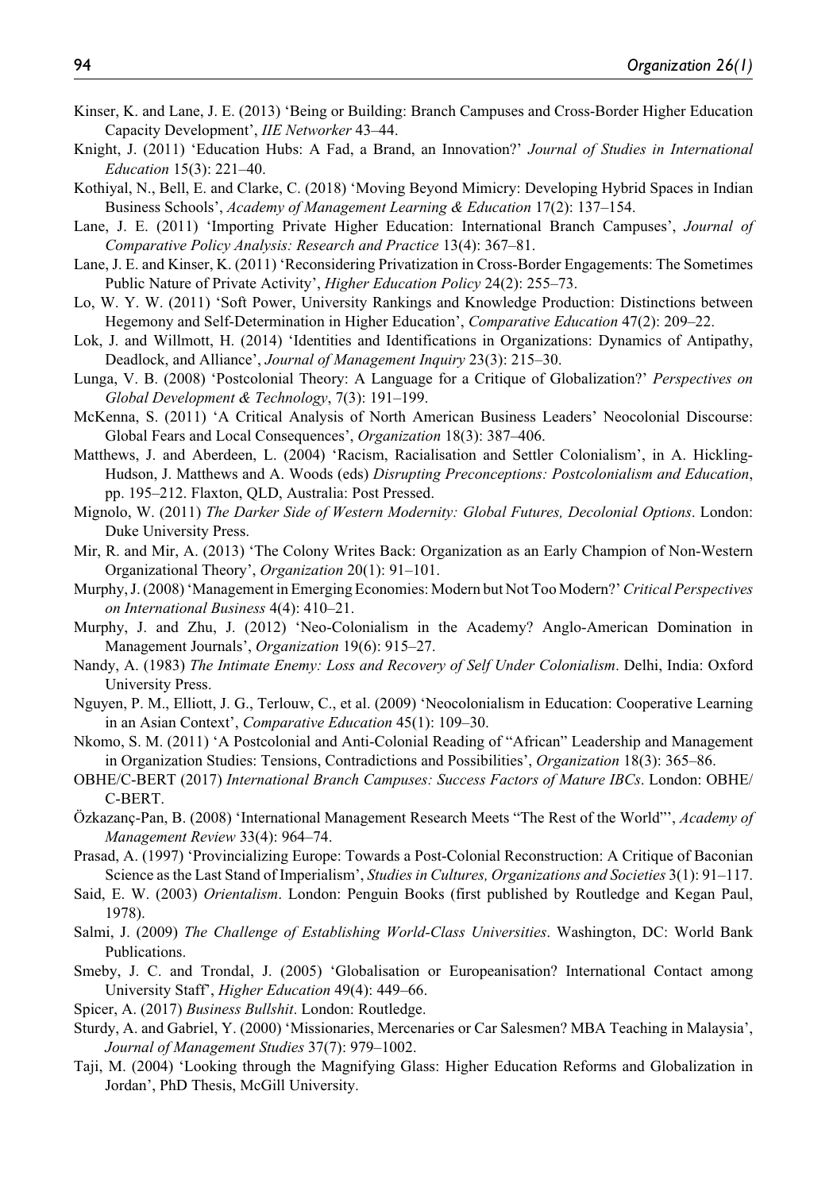Kinser, K. and Lane, J. E. (2013) 'Being or Building: Branch Campuses and Cross-Border Higher Education Capacity Development', *IIE Networker* 43–44.

Knight, J. (2011) 'Education Hubs: A Fad, a Brand, an Innovation?' *Journal of Studies in International Education* 15(3): 221–40.

Kothiyal, N., Bell, E. and Clarke, C. (2018) 'Moving Beyond Mimicry: Developing Hybrid Spaces in Indian Business Schools', *Academy of Management Learning & Education* 17(2): 137–154.

Lane, J. E. (2011) 'Importing Private Higher Education: International Branch Campuses', *Journal of Comparative Policy Analysis: Research and Practice* 13(4): 367–81.

Lane, J. E. and Kinser, K. (2011) 'Reconsidering Privatization in Cross-Border Engagements: The Sometimes Public Nature of Private Activity', *Higher Education Policy* 24(2): 255–73.

Lo, W. Y. W. (2011) 'Soft Power, University Rankings and Knowledge Production: Distinctions between Hegemony and Self-Determination in Higher Education', *Comparative Education* 47(2): 209–22.

Lok, J. and Willmott, H. (2014) 'Identities and Identifications in Organizations: Dynamics of Antipathy, Deadlock, and Alliance', *Journal of Management Inquiry* 23(3): 215–30.

Lunga, V. B. (2008) 'Postcolonial Theory: A Language for a Critique of Globalization?' *Perspectives on Global Development & Technology*, 7(3): 191–199.

McKenna, S. (2011) 'A Critical Analysis of North American Business Leaders' Neocolonial Discourse: Global Fears and Local Consequences', *Organization* 18(3): 387–406.

Matthews, J. and Aberdeen, L. (2004) 'Racism, Racialisation and Settler Colonialism', in A. Hickling-Hudson, J. Matthews and A. Woods (eds) *Disrupting Preconceptions: Postcolonialism and Education*, pp. 195–212. Flaxton, QLD, Australia: Post Pressed.

Mignolo, W. (2011) *The Darker Side of Western Modernity: Global Futures, Decolonial Options*. London: Duke University Press.

Mir, R. and Mir, A. (2013) 'The Colony Writes Back: Organization as an Early Champion of Non-Western Organizational Theory', *Organization* 20(1): 91–101.

Murphy, J. (2008) 'Management in Emerging Economies: Modern but Not Too Modern?' *Critical Perspectives on International Business* 4(4): 410–21.

Murphy, J. and Zhu, J. (2012) 'Neo-Colonialism in the Academy? Anglo-American Domination in Management Journals', *Organization* 19(6): 915–27.

Nandy, A. (1983) *The Intimate Enemy: Loss and Recovery of Self Under Colonialism*. Delhi, India: Oxford University Press.

Nguyen, P. M., Elliott, J. G., Terlouw, C., et al. (2009) 'Neocolonialism in Education: Cooperative Learning in an Asian Context', *Comparative Education* 45(1): 109–30.

Nkomo, S. M. (2011) 'A Postcolonial and Anti-Colonial Reading of "African" Leadership and Management in Organization Studies: Tensions, Contradictions and Possibilities', *Organization* 18(3): 365–86.

OBHE/C-BERT (2017) *International Branch Campuses: Success Factors of Mature IBCs*. London: OBHE/C-BERT.

Özkazanç-Pan, B. (2008) 'International Management Research Meets "The Rest of the World"', *Academy of Management Review* 33(4): 964–74.

Prasad, A. (1997) 'Provincializing Europe: Towards a Post-Colonial Reconstruction: A Critique of Baconian Science as the Last Stand of Imperialism', *Studies in Cultures, Organizations and Societies* 3(1): 91–117.

Said, E. W. (2003) *Orientalism*. London: Penguin Books (first published by Routledge and Kegan Paul, 1978).

Salmi, J. (2009) *The Challenge of Establishing World-Class Universities*. Washington, DC: World Bank Publications.

Smeby, J. C. and Trondal, J. (2005) 'Globalisation or Europeanisation? International Contact among University Staff', *Higher Education* 49(4): 449–66.

Spicer, A. (2017) *Business Bullshit*. London: Routledge.

Sturdy, A. and Gabriel, Y. (2000) 'Missionaries, Mercenaries or Car Salesmen? MBA Teaching in Malaysia', *Journal of Management Studies* 37(7): 979–1002.

Taji, M. (2004) 'Looking through the Magnifying Glass: Higher Education Reforms and Globalization in Jordan', PhD Thesis, McGill University.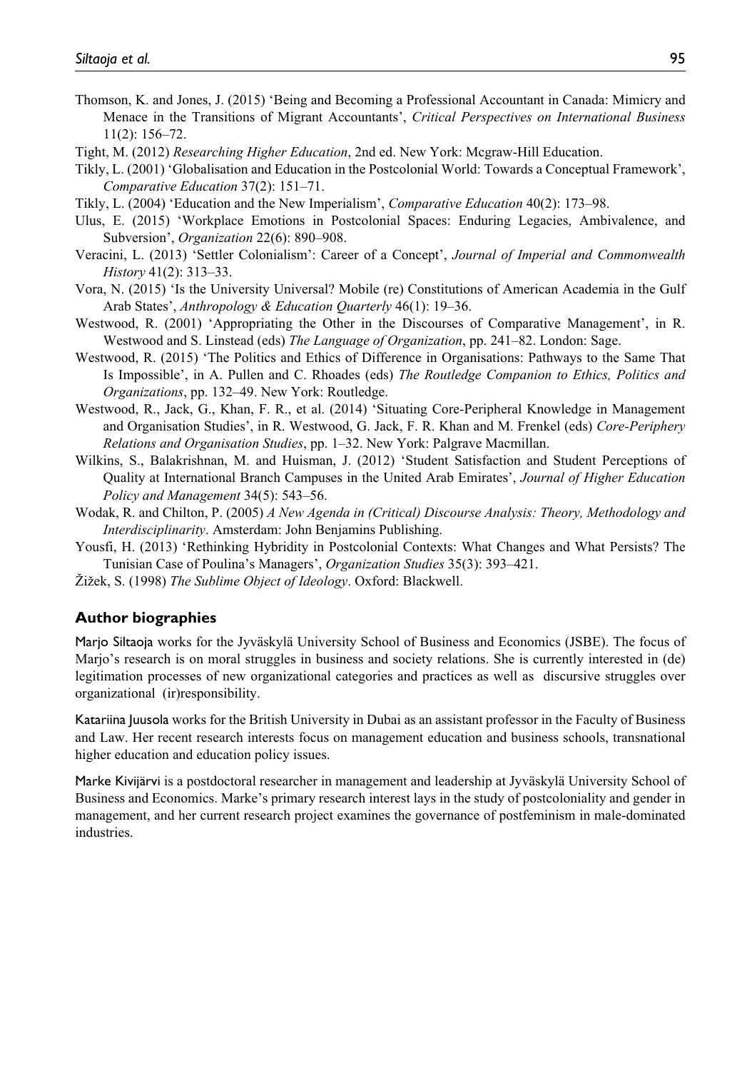Thomson, K. and Jones, J. (2015) 'Being and Becoming a Professional Accountant in Canada: Mimicry and Menace in the Transitions of Migrant Accountants', *Critical Perspectives on International Business* 11(2): 156–72.

Tight, M. (2012) *Researching Higher Education*, 2nd ed. New York: Mcgraw-Hill Education.

Tikly, L. (2001) 'Globalisation and Education in the Postcolonial World: Towards a Conceptual Framework', *Comparative Education* 37(2): 151–71.

Tikly, L. (2004) 'Education and the New Imperialism', *Comparative Education* 40(2): 173–98.

Ulus, E. (2015) 'Workplace Emotions in Postcolonial Spaces: Enduring Legacies, Ambivalence, and Subversion', *Organization* 22(6): 890–908.

Veracini, L. (2013) 'Settler Colonialism': Career of a Concept', *Journal of Imperial and Commonwealth History* 41(2): 313–33.

Vora, N. (2015) 'Is the University Universal? Mobile (re) Constitutions of American Academia in the Gulf Arab States', *Anthropology & Education Quarterly* 46(1): 19–36.

Westwood, R. (2001) 'Appropriating the Other in the Discourses of Comparative Management', in R. Westwood and S. Linstead (eds) *The Language of Organization*, pp. 241–82. London: Sage.

Westwood, R. (2015) 'The Politics and Ethics of Difference in Organisations: Pathways to the Same That Is Impossible', in A. Pullen and C. Rhoades (eds) *The Routledge Companion to Ethics, Politics and Organizations*, pp. 132–49. New York: Routledge.

Westwood, R., Jack, G., Khan, F. R., et al. (2014) 'Situating Core-Peripheral Knowledge in Management and Organisation Studies', in R. Westwood, G. Jack, F. R. Khan and M. Frenkel (eds) *Core-Periphery Relations and Organisation Studies*, pp. 1–32. New York: Palgrave Macmillan.

Wilkins, S., Balakrishnan, M. and Huisman, J. (2012) 'Student Satisfaction and Student Perceptions of Quality at International Branch Campuses in the United Arab Emirates', *Journal of Higher Education Policy and Management* 34(5): 543–56.

Wodak, R. and Chilton, P. (2005) *A New Agenda in (Critical) Discourse Analysis: Theory, Methodology and Interdisciplinarity*. Amsterdam: John Benjamins Publishing.

Yousfi, H. (2013) 'Rethinking Hybridity in Postcolonial Contexts: What Changes and What Persists? The Tunisian Case of Poulina's Managers', *Organization Studies* 35(3): 393–421.

Žižek, S. (1998) *The Sublime Object of Ideology*. Oxford: Blackwell.

## Author biographies

Marjo Siltaoja works for the Jyväskylä University School of Business and Economics (JSBE). The focus of Marjo's research is on moral struggles in business and society relations. She is currently interested in (de) legitimation processes of new organizational categories and practices as well as discursive struggles over organizational (ir)responsibility.

Katariina Juusola works for the British University in Dubai as an assistant professor in the Faculty of Business and Law. Her recent research interests focus on management education and business schools, transnational higher education and education policy issues.

Marke Kivijärvi is a postdoctoral researcher in management and leadership at Jyväskylä University School of Business and Economics. Marke's primary research interest lays in the study of postcoloniality and gender in management, and her current research project examines the governance of postfeminism in male-dominated industries.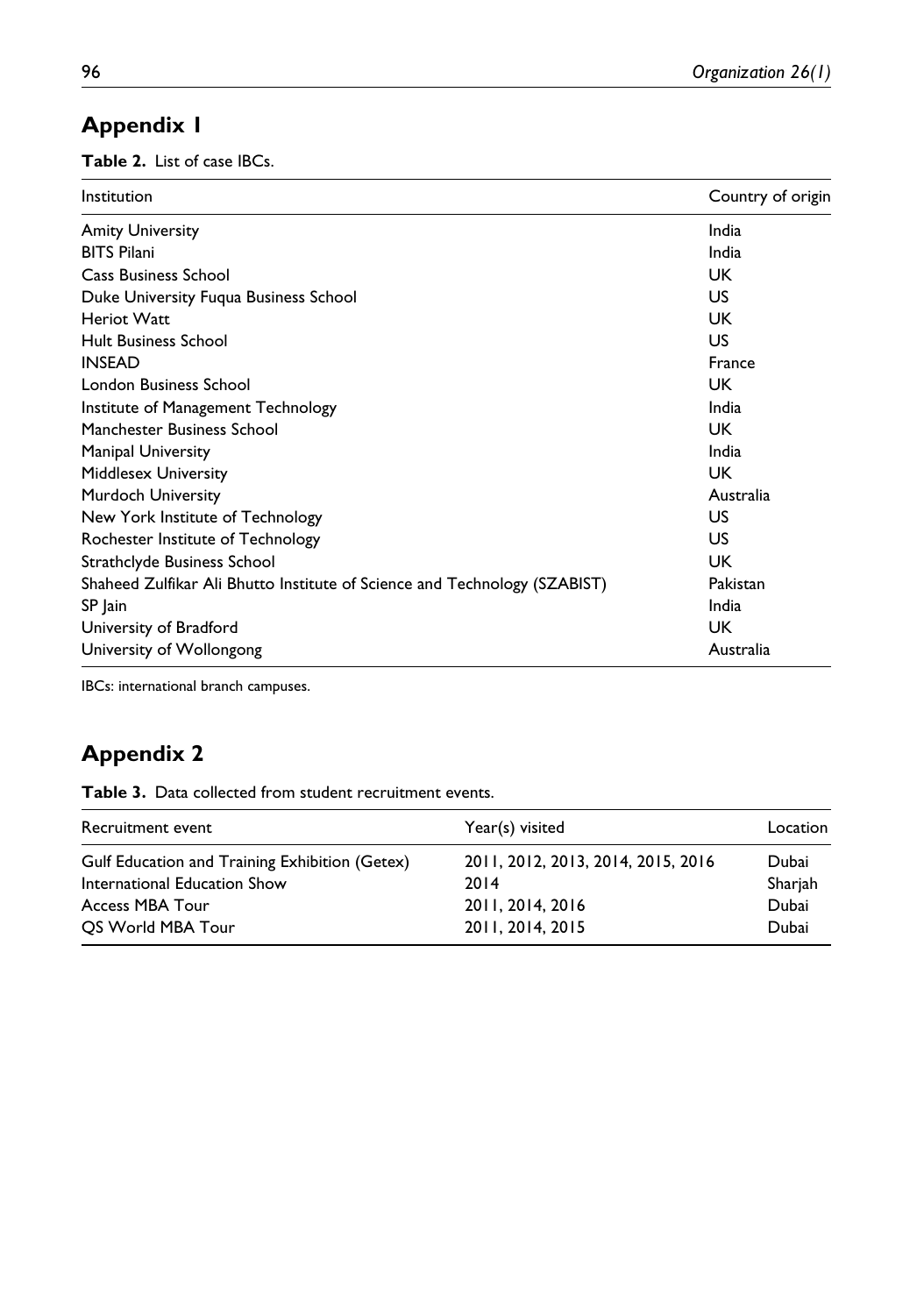## Appendix 1

**Table 2.** List of case IBCs.

| Institution | Country of origin |
|---|---|
| Amity University | India |
| BITS Pilani | India |
| Cass Business School | UK |
| Duke University Fuqua Business School | US |
| Heriot Watt | UK |
| Hult Business School | US |
| INSEAD | France |
| London Business School | UK |
| Institute of Management Technology | India |
| Manchester Business School | UK |
| Manipal University | India |
| Middlesex University | UK |
| Murdoch University | Australia |
| New York Institute of Technology | US |
| Rochester Institute of Technology | US |
| Strathclyde Business School | UK |
| Shaheed Zulfikar Ali Bhutto Institute of Science and Technology (SZABIST) | Pakistan |
| SP Jain | India |
| University of Bradford | UK |
| University of Wollongong | Australia |

IBCs: international branch campuses.

## Appendix 2

**Table 3.** Data collected from student recruitment events.

| Recruitment event | Year(s) visited | Location |
|---|---|---|
| Gulf Education and Training Exhibition (Getex) | 2011, 2012, 2013, 2014, 2015, 2016 | Dubai |
| International Education Show | 2014 | Sharjah |
| Access MBA Tour | 2011, 2014, 2016 | Dubai |
| QS World MBA Tour | 2011, 2014, 2015 | Dubai |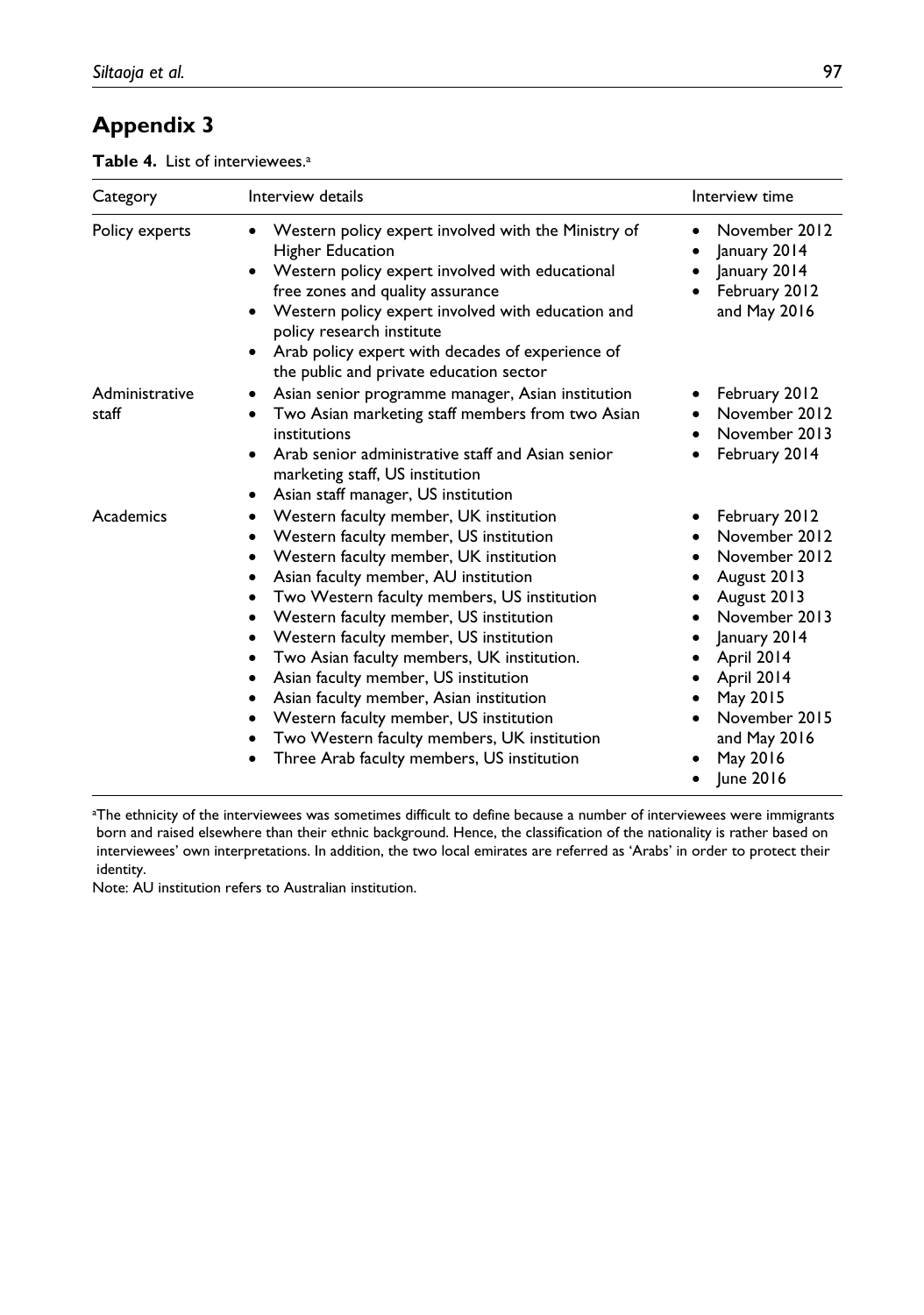## Appendix 3

**Table 4.** List of interviewees.[a]

| Category | Interview details | Interview time |
|---|---|---|
| Policy experts | • Western policy expert involved with the Ministry of Higher Education<br>• Western policy expert involved with educational free zones and quality assurance<br>• Western policy expert involved with education and policy research institute<br>• Arab policy expert with decades of experience of the public and private education sector | • November 2012<br>• January 2014<br>• January 2014<br>• February 2012 and May 2016 |
| Administrative staff | • Asian senior programme manager, Asian institution<br>• Two Asian marketing staff members from two Asian institutions<br>• Arab senior administrative staff and Asian senior marketing staff, US institution<br>• Asian staff manager, US institution | • February 2012<br>• November 2012<br>• November 2013<br>• February 2014 |
| Academics | • Western faculty member, UK institution<br>• Western faculty member, US institution<br>• Western faculty member, UK institution<br>• Asian faculty member, AU institution<br>• Two Western faculty members, US institution<br>• Western faculty member, US institution<br>• Western faculty member, US institution<br>• Two Asian faculty members, UK institution.<br>• Asian faculty member, US institution<br>• Asian faculty member, Asian institution<br>• Western faculty member, US institution<br>• Two Western faculty members, UK institution<br>• Three Arab faculty members, US institution | • February 2012<br>• November 2012<br>• November 2012<br>• August 2013<br>• August 2013<br>• November 2013<br>• January 2014<br>• April 2014<br>• April 2014<br>• May 2015<br>• November 2015 and May 2016<br>• May 2016<br>• June 2016 |

[a]The ethnicity of the interviewees was sometimes difficult to define because a number of interviewees were immigrants born and raised elsewhere than their ethnic background. Hence, the classification of the nationality is rather based on interviewees' own interpretations. In addition, the two local emirates are referred as 'Arabs' in order to protect their identity.

Note: AU institution refers to Australian institution.